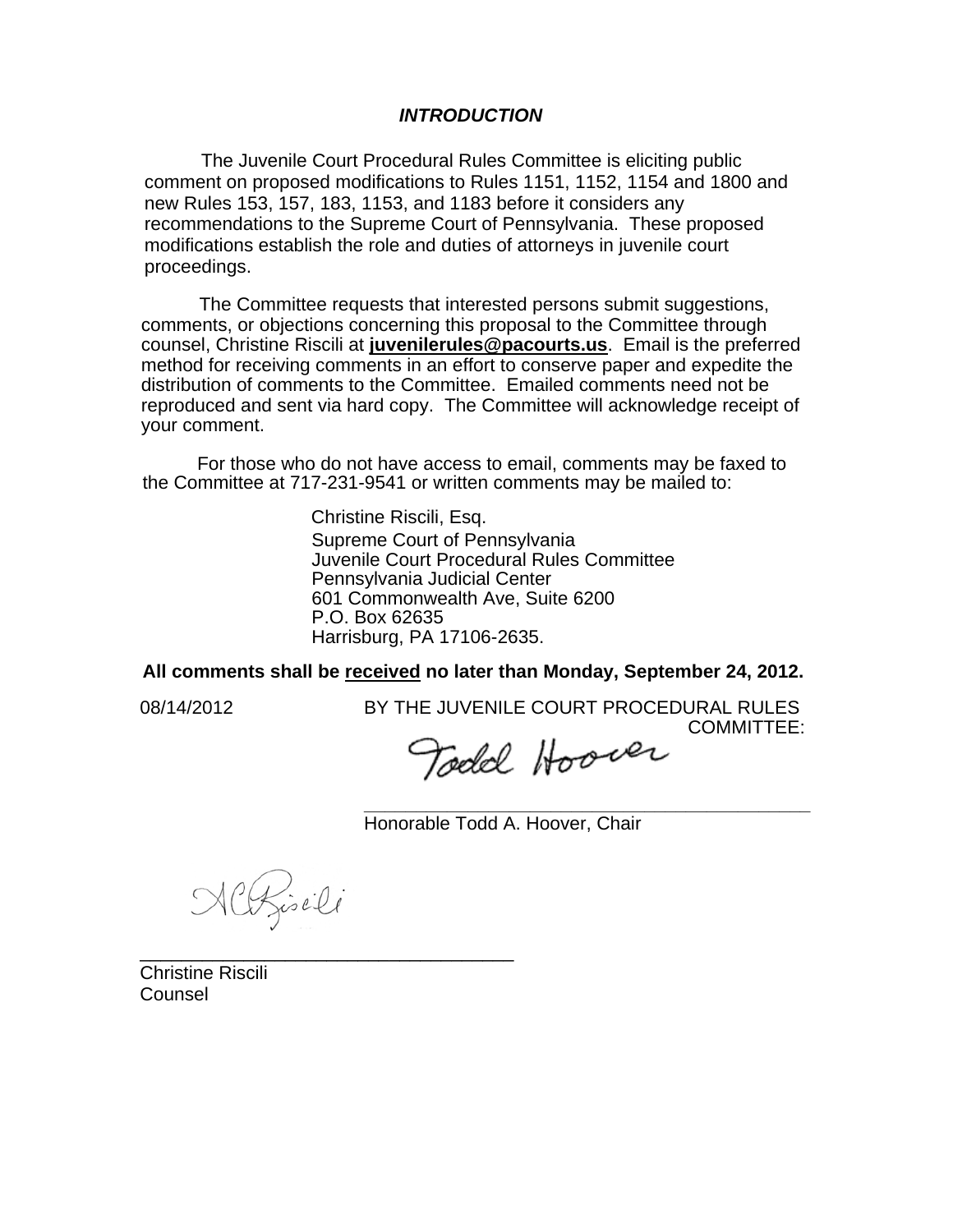***INTRODUCTION***

The Juvenile Court Procedural Rules Committee is eliciting public comment on proposed modifications to Rules 1151, 1152, 1154 and 1800 and new Rules 153, 157, 183, 1153, and 1183 before it considers any recommendations to the Supreme Court of Pennsylvania. These proposed modifications establish the role and duties of attorneys in juvenile court proceedings.

The Committee requests that interested persons submit suggestions, comments, or objections concerning this proposal to the Committee through counsel, Christine Riscili at **juvenilerules@pacourts.us**. Email is the preferred method for receiving comments in an effort to conserve paper and expedite the distribution of comments to the Committee. Emailed comments need not be reproduced and sent via hard copy. The Committee will acknowledge receipt of your comment.

For those who do not have access to email, comments may be faxed to the Committee at 717-231-9541 or written comments may be mailed to:

Christine Riscili, Esq.
Supreme Court of Pennsylvania
Juvenile Court Procedural Rules Committee
Pennsylvania Judicial Center
601 Commonwealth Ave, Suite 6200
P.O. Box 62635
Harrisburg, PA 17106-2635.

**All comments shall be received no later than Monday, September 24, 2012.**

08/14/2012

BY THE JUVENILE COURT PROCEDURAL RULES COMMITTEE:

Todd Hoover

\_\_\_\_\_\_\_\_\_\_\_\_\_\_\_\_\_\_\_\_\_\_\_\_\_\_\_\_\_\_\_\_\_\_\_\_\_\_\_\_
Honorable Todd A. Hoover, Chair

\_\_\_\_\_\_\_\_\_\_\_\_\_\_\_\_\_\_\_\_\_\_\_\_\_\_\_\_\_\_\_\_\_\_\_\_\_
Christine Riscili
Counsel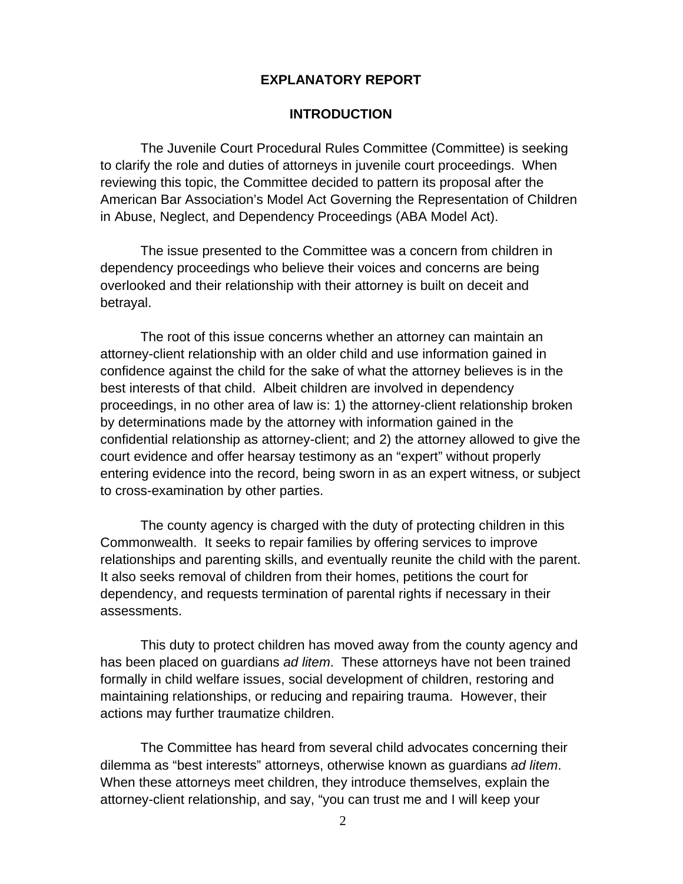## EXPLANATORY REPORT

## INTRODUCTION

The Juvenile Court Procedural Rules Committee (Committee) is seeking to clarify the role and duties of attorneys in juvenile court proceedings. When reviewing this topic, the Committee decided to pattern its proposal after the American Bar Association's Model Act Governing the Representation of Children in Abuse, Neglect, and Dependency Proceedings (ABA Model Act).

The issue presented to the Committee was a concern from children in dependency proceedings who believe their voices and concerns are being overlooked and their relationship with their attorney is built on deceit and betrayal.

The root of this issue concerns whether an attorney can maintain an attorney-client relationship with an older child and use information gained in confidence against the child for the sake of what the attorney believes is in the best interests of that child. Albeit children are involved in dependency proceedings, in no other area of law is: 1) the attorney-client relationship broken by determinations made by the attorney with information gained in the confidential relationship as attorney-client; and 2) the attorney allowed to give the court evidence and offer hearsay testimony as an "expert" without properly entering evidence into the record, being sworn in as an expert witness, or subject to cross-examination by other parties.

The county agency is charged with the duty of protecting children in this Commonwealth. It seeks to repair families by offering services to improve relationships and parenting skills, and eventually reunite the child with the parent. It also seeks removal of children from their homes, petitions the court for dependency, and requests termination of parental rights if necessary in their assessments.

This duty to protect children has moved away from the county agency and has been placed on guardians *ad litem*. These attorneys have not been trained formally in child welfare issues, social development of children, restoring and maintaining relationships, or reducing and repairing trauma. However, their actions may further traumatize children.

The Committee has heard from several child advocates concerning their dilemma as "best interests" attorneys, otherwise known as guardians *ad litem*. When these attorneys meet children, they introduce themselves, explain the attorney-client relationship, and say, "you can trust me and I will keep your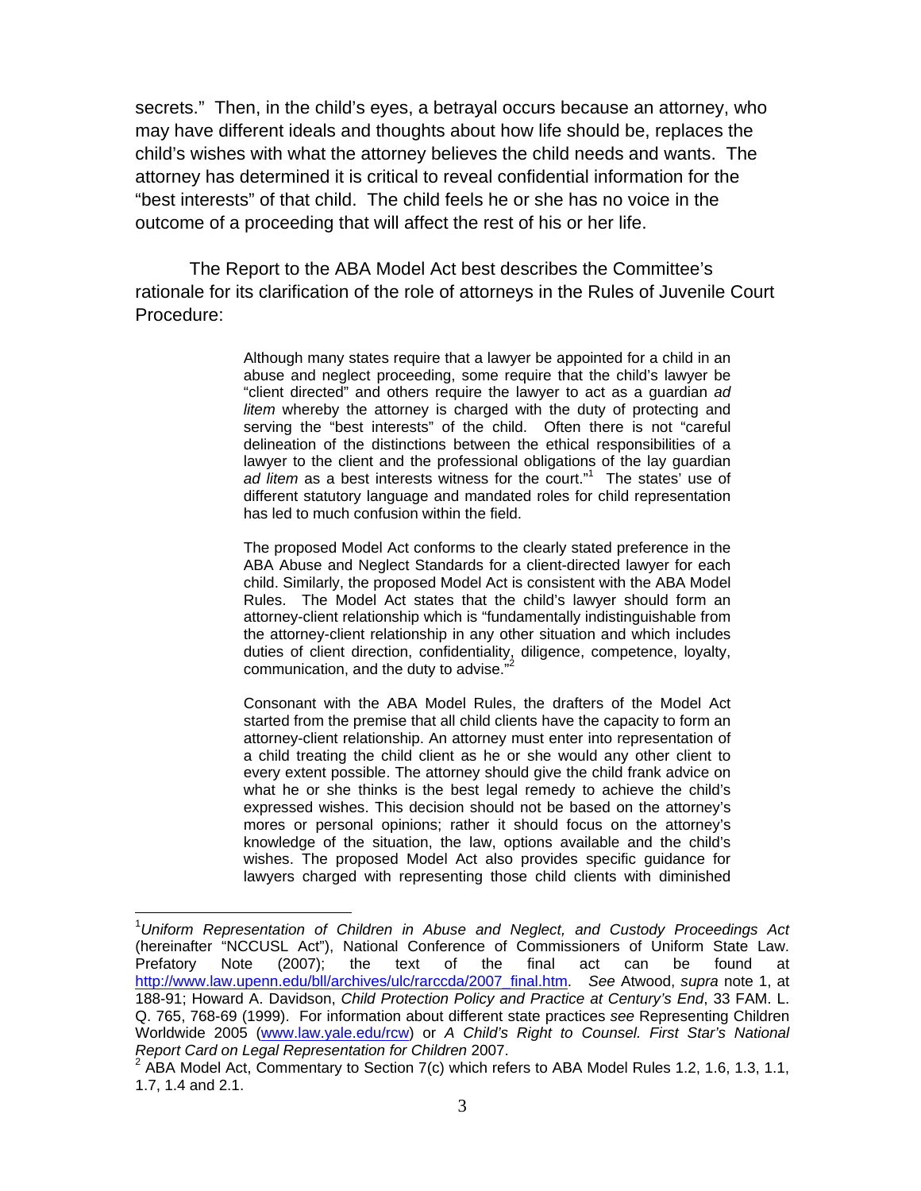secrets." Then, in the child's eyes, a betrayal occurs because an attorney, who may have different ideals and thoughts about how life should be, replaces the child's wishes with what the attorney believes the child needs and wants. The attorney has determined it is critical to reveal confidential information for the "best interests" of that child. The child feels he or she has no voice in the outcome of a proceeding that will affect the rest of his or her life.

The Report to the ABA Model Act best describes the Committee's rationale for its clarification of the role of attorneys in the Rules of Juvenile Court Procedure:

> Although many states require that a lawyer be appointed for a child in an abuse and neglect proceeding, some require that the child's lawyer be "client directed" and others require the lawyer to act as a guardian *ad litem* whereby the attorney is charged with the duty of protecting and serving the "best interests" of the child. Often there is not "careful delineation of the distinctions between the ethical responsibilities of a lawyer to the client and the professional obligations of the lay guardian *ad litem* as a best interests witness for the court."[1] The states' use of different statutory language and mandated roles for child representation has led to much confusion within the field.
>
> The proposed Model Act conforms to the clearly stated preference in the ABA Abuse and Neglect Standards for a client-directed lawyer for each child. Similarly, the proposed Model Act is consistent with the ABA Model Rules. The Model Act states that the child's lawyer should form an attorney-client relationship which is "fundamentally indistinguishable from the attorney-client relationship in any other situation and which includes duties of client direction, confidentiality, diligence, competence, loyalty, communication, and the duty to advise."[2]
>
> Consonant with the ABA Model Rules, the drafters of the Model Act started from the premise that all child clients have the capacity to form an attorney-client relationship. An attorney must enter into representation of a child treating the child client as he or she would any other client to every extent possible. The attorney should give the child frank advice on what he or she thinks is the best legal remedy to achieve the child's expressed wishes. This decision should not be based on the attorney's mores or personal opinions; rather it should focus on the attorney's knowledge of the situation, the law, options available and the child's wishes. The proposed Model Act also provides specific guidance for lawyers charged with representing those child clients with diminished

---

[1] *Uniform Representation of Children in Abuse and Neglect, and Custody Proceedings Act* (hereinafter "NCCUSL Act"), National Conference of Commissioners of Uniform State Law. Prefatory Note (2007); the text of the final act can be found at http://www.law.upenn.edu/bll/archives/ulc/rarccda/2007_final.htm. *See* Atwood, *supra* note 1, at 188-91; Howard A. Davidson, *Child Protection Policy and Practice at Century's End*, 33 FAM. L. Q. 765, 768-69 (1999). For information about different state practices *see* Representing Children Worldwide 2005 (www.law.yale.edu/rcw) or *A Child's Right to Counsel. First Star's National Report Card on Legal Representation for Children* 2007.

[2] ABA Model Act, Commentary to Section 7(c) which refers to ABA Model Rules 1.2, 1.6, 1.3, 1.1, 1.7, 1.4 and 2.1.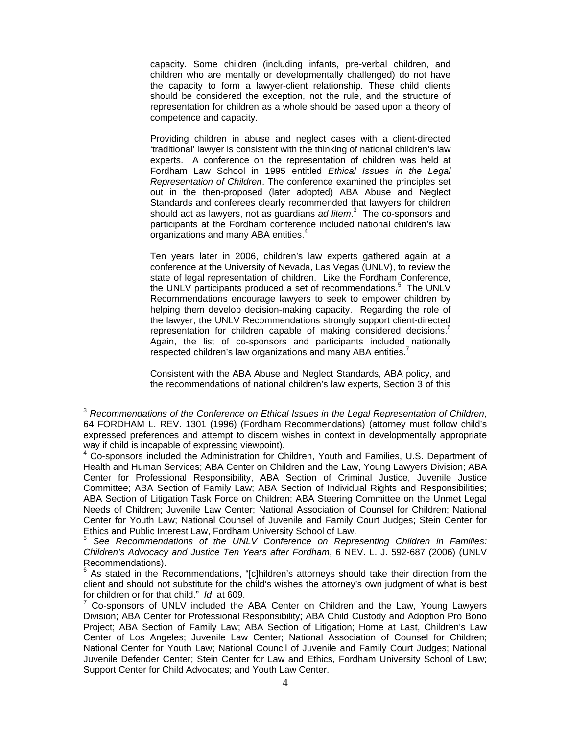capacity. Some children (including infants, pre-verbal children, and children who are mentally or developmentally challenged) do not have the capacity to form a lawyer-client relationship. These child clients should be considered the exception, not the rule, and the structure of representation for children as a whole should be based upon a theory of competence and capacity.

Providing children in abuse and neglect cases with a client-directed 'traditional' lawyer is consistent with the thinking of national children's law experts. A conference on the representation of children was held at Fordham Law School in 1995 entitled *Ethical Issues in the Legal Representation of Children*. The conference examined the principles set out in the then-proposed (later adopted) ABA Abuse and Neglect Standards and conferees clearly recommended that lawyers for children should act as lawyers, not as guardians *ad litem*.[3] The co-sponsors and participants at the Fordham conference included national children's law organizations and many ABA entities.[4]

Ten years later in 2006, children's law experts gathered again at a conference at the University of Nevada, Las Vegas (UNLV), to review the state of legal representation of children. Like the Fordham Conference, the UNLV participants produced a set of recommendations.[5] The UNLV Recommendations encourage lawyers to seek to empower children by helping them develop decision-making capacity. Regarding the role of the lawyer, the UNLV Recommendations strongly support client-directed representation for children capable of making considered decisions.[6] Again, the list of co-sponsors and participants included nationally respected children's law organizations and many ABA entities.[7]

Consistent with the ABA Abuse and Neglect Standards, ABA policy, and the recommendations of national children's law experts, Section 3 of this

---

[3] *Recommendations of the Conference on Ethical Issues in the Legal Representation of Children*, 64 FORDHAM L. REV. 1301 (1996) (Fordham Recommendations) (attorney must follow child's expressed preferences and attempt to discern wishes in context in developmentally appropriate way if child is incapable of expressing viewpoint).

[4] Co-sponsors included the Administration for Children, Youth and Families, U.S. Department of Health and Human Services; ABA Center on Children and the Law, Young Lawyers Division; ABA Center for Professional Responsibility, ABA Section of Criminal Justice, Juvenile Justice Committee; ABA Section of Family Law; ABA Section of Individual Rights and Responsibilities; ABA Section of Litigation Task Force on Children; ABA Steering Committee on the Unmet Legal Needs of Children; Juvenile Law Center; National Association of Counsel for Children; National Center for Youth Law; National Counsel of Juvenile and Family Court Judges; Stein Center for Ethics and Public Interest Law, Fordham University School of Law.

[5] *See Recommendations of the UNLV Conference on Representing Children in Families: Children's Advocacy and Justice Ten Years after Fordham*, 6 NEV. L. J. 592-687 (2006) (UNLV Recommendations).

[6] As stated in the Recommendations, "[c]hildren's attorneys should take their direction from the client and should not substitute for the child's wishes the attorney's own judgment of what is best for children or for that child." *Id*. at 609.

[7] Co-sponsors of UNLV included the ABA Center on Children and the Law, Young Lawyers Division; ABA Center for Professional Responsibility; ABA Child Custody and Adoption Pro Bono Project; ABA Section of Family Law; ABA Section of Litigation; Home at Last, Children's Law Center of Los Angeles; Juvenile Law Center; National Association of Counsel for Children; National Center for Youth Law; National Council of Juvenile and Family Court Judges; National Juvenile Defender Center; Stein Center for Law and Ethics, Fordham University School of Law; Support Center for Child Advocates; and Youth Law Center.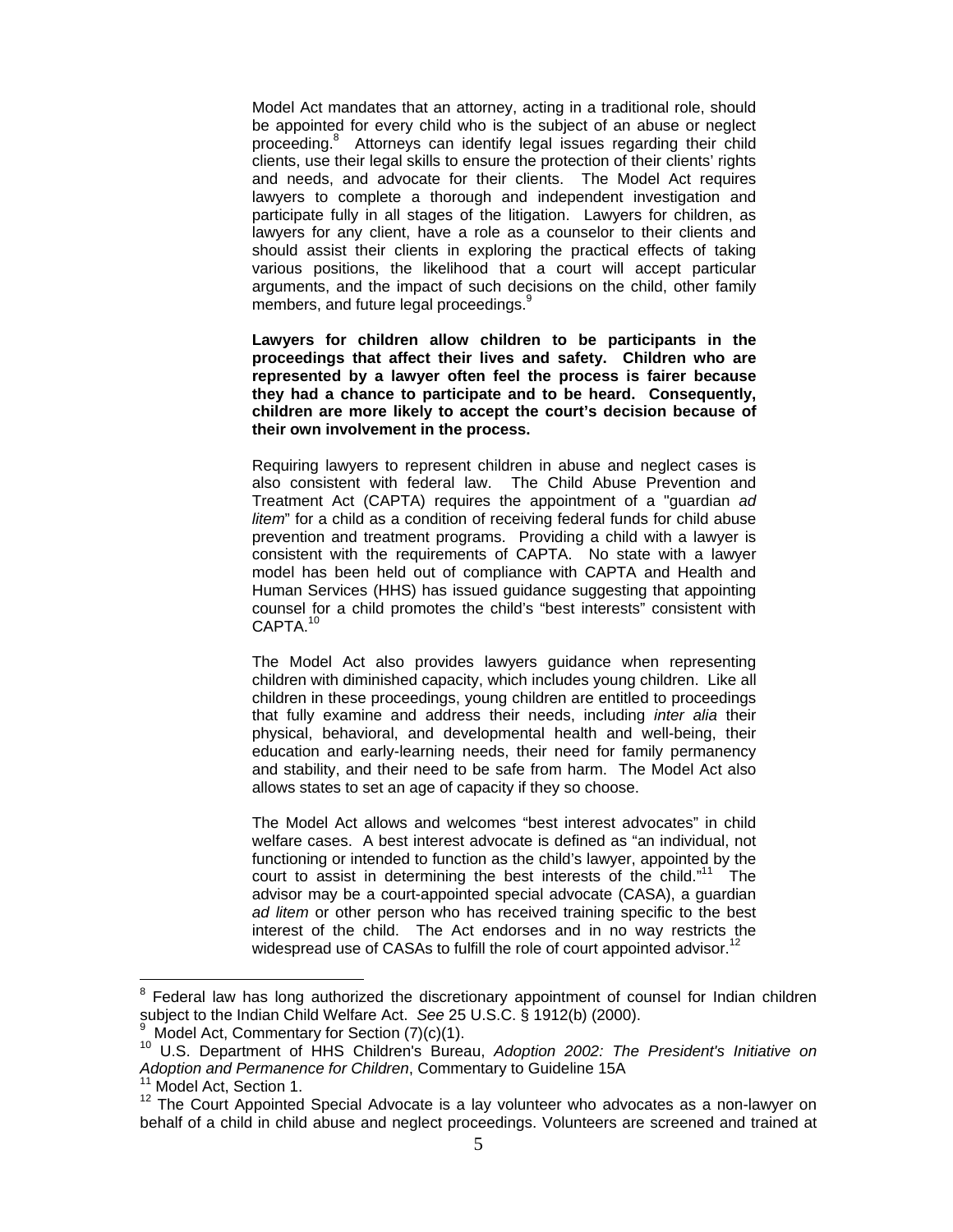Model Act mandates that an attorney, acting in a traditional role, should be appointed for every child who is the subject of an abuse or neglect proceeding.[8] Attorneys can identify legal issues regarding their child clients, use their legal skills to ensure the protection of their clients' rights and needs, and advocate for their clients. The Model Act requires lawyers to complete a thorough and independent investigation and participate fully in all stages of the litigation. Lawyers for children, as lawyers for any client, have a role as a counselor to their clients and should assist their clients in exploring the practical effects of taking various positions, the likelihood that a court will accept particular arguments, and the impact of such decisions on the child, other family members, and future legal proceedings.[9]

**Lawyers for children allow children to be participants in the proceedings that affect their lives and safety. Children who are represented by a lawyer often feel the process is fairer because they had a chance to participate and to be heard. Consequently, children are more likely to accept the court's decision because of their own involvement in the process.**

Requiring lawyers to represent children in abuse and neglect cases is also consistent with federal law. The Child Abuse Prevention and Treatment Act (CAPTA) requires the appointment of a "guardian *ad litem*" for a child as a condition of receiving federal funds for child abuse prevention and treatment programs. Providing a child with a lawyer is consistent with the requirements of CAPTA. No state with a lawyer model has been held out of compliance with CAPTA and Health and Human Services (HHS) has issued guidance suggesting that appointing counsel for a child promotes the child's "best interests" consistent with CAPTA.[10]

The Model Act also provides lawyers guidance when representing children with diminished capacity, which includes young children. Like all children in these proceedings, young children are entitled to proceedings that fully examine and address their needs, including *inter alia* their physical, behavioral, and developmental health and well-being, their education and early-learning needs, their need for family permanency and stability, and their need to be safe from harm. The Model Act also allows states to set an age of capacity if they so choose.

The Model Act allows and welcomes "best interest advocates" in child welfare cases. A best interest advocate is defined as "an individual, not functioning or intended to function as the child's lawyer, appointed by the court to assist in determining the best interests of the child."[11] The advisor may be a court-appointed special advocate (CASA), a guardian *ad litem* or other person who has received training specific to the best interest of the child. The Act endorses and in no way restricts the widespread use of CASAs to fulfill the role of court appointed advisor.[12]

---

[8] Federal law has long authorized the discretionary appointment of counsel for Indian children subject to the Indian Child Welfare Act. *See* 25 U.S.C. § 1912(b) (2000).

[9] Model Act, Commentary for Section (7)(c)(1).

[10] U.S. Department of HHS Children's Bureau, *Adoption 2002: The President's Initiative on Adoption and Permanence for Children*, Commentary to Guideline 15A

[11] Model Act, Section 1.

[12] The Court Appointed Special Advocate is a lay volunteer who advocates as a non-lawyer on behalf of a child in child abuse and neglect proceedings. Volunteers are screened and trained at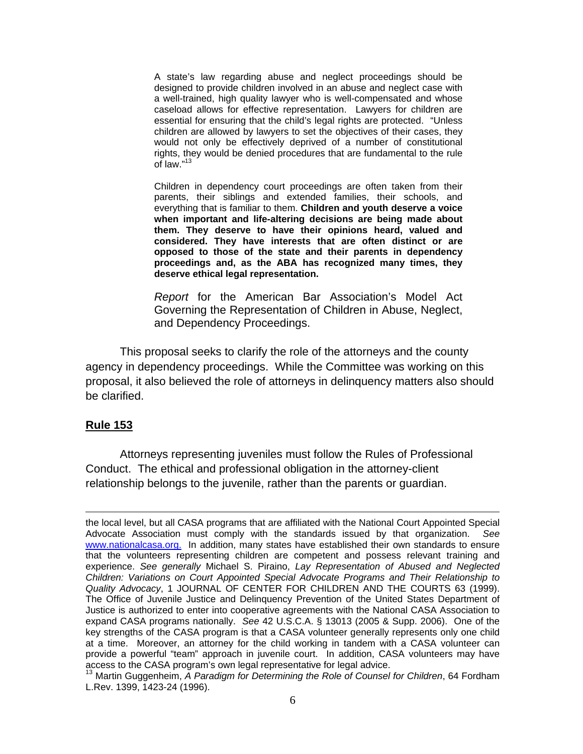> A state's law regarding abuse and neglect proceedings should be designed to provide children involved in an abuse and neglect case with a well-trained, high quality lawyer who is well-compensated and whose caseload allows for effective representation. Lawyers for children are essential for ensuring that the child's legal rights are protected. "Unless children are allowed by lawyers to set the objectives of their cases, they would not only be effectively deprived of a number of constitutional rights, they would be denied procedures that are fundamental to the rule of law."[13]
>
> Children in dependency court proceedings are often taken from their parents, their siblings and extended families, their schools, and everything that is familiar to them. **Children and youth deserve a voice when important and life-altering decisions are being made about them. They deserve to have their opinions heard, valued and considered. They have interests that are often distinct or are opposed to those of the state and their parents in dependency proceedings and, as the ABA has recognized many times, they deserve ethical legal representation.**
>
> *Report* for the American Bar Association's Model Act Governing the Representation of Children in Abuse, Neglect, and Dependency Proceedings.

This proposal seeks to clarify the role of the attorneys and the county agency in dependency proceedings. While the Committee was working on this proposal, it also believed the role of attorneys in delinquency matters also should be clarified.

## Rule 153

Attorneys representing juveniles must follow the Rules of Professional Conduct. The ethical and professional obligation in the attorney-client relationship belongs to the juvenile, rather than the parents or guardian.

---

the local level, but all CASA programs that are affiliated with the National Court Appointed Special Advocate Association must comply with the standards issued by that organization. *See* www.nationalcasa.org. In addition, many states have established their own standards to ensure that the volunteers representing children are competent and possess relevant training and experience. *See generally* Michael S. Piraino, *Lay Representation of Abused and Neglected Children: Variations on Court Appointed Special Advocate Programs and Their Relationship to Quality Advocacy*, 1 JOURNAL OF CENTER FOR CHILDREN AND THE COURTS 63 (1999). The Office of Juvenile Justice and Delinquency Prevention of the United States Department of Justice is authorized to enter into cooperative agreements with the National CASA Association to expand CASA programs nationally. *See* 42 U.S.C.A. § 13013 (2005 & Supp. 2006). One of the key strengths of the CASA program is that a CASA volunteer generally represents only one child at a time. Moreover, an attorney for the child working in tandem with a CASA volunteer can provide a powerful "team" approach in juvenile court. In addition, CASA volunteers may have access to the CASA program's own legal representative for legal advice.

[13] Martin Guggenheim, *A Paradigm for Determining the Role of Counsel for Children*, 64 Fordham L.Rev. 1399, 1423-24 (1996).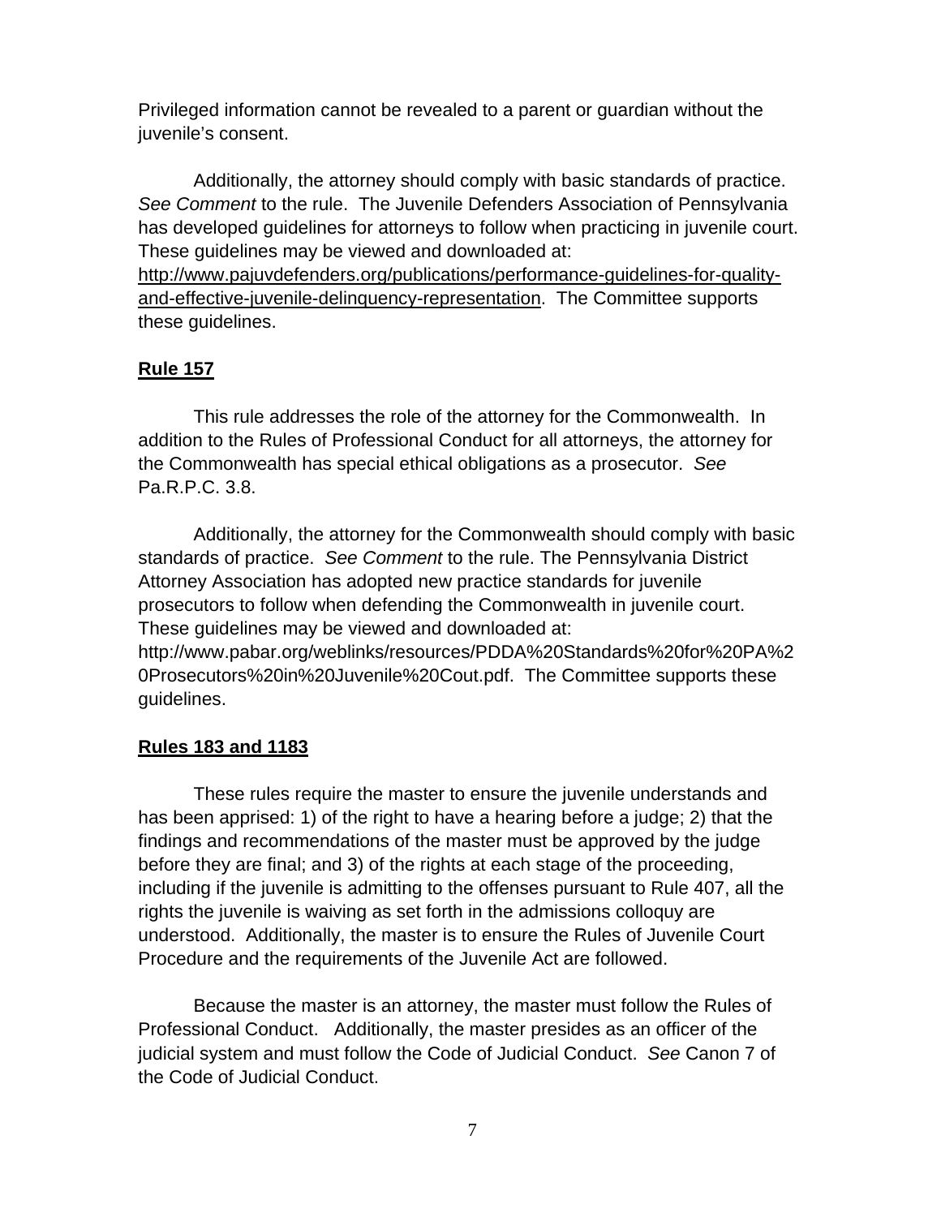Privileged information cannot be revealed to a parent or guardian without the juvenile's consent.

Additionally, the attorney should comply with basic standards of practice. *See Comment* to the rule. The Juvenile Defenders Association of Pennsylvania has developed guidelines for attorneys to follow when practicing in juvenile court. These guidelines may be viewed and downloaded at: http://www.pajuvdefenders.org/publications/performance-guidelines-for-quality-and-effective-juvenile-delinquency-representation. The Committee supports these guidelines.

**Rule 157**

This rule addresses the role of the attorney for the Commonwealth. In addition to the Rules of Professional Conduct for all attorneys, the attorney for the Commonwealth has special ethical obligations as a prosecutor. *See* Pa.R.P.C. 3.8.

Additionally, the attorney for the Commonwealth should comply with basic standards of practice. *See Comment* to the rule. The Pennsylvania District Attorney Association has adopted new practice standards for juvenile prosecutors to follow when defending the Commonwealth in juvenile court. These guidelines may be viewed and downloaded at: http://www.pabar.org/weblinks/resources/PDDA%20Standards%20for%20PA%20Prosecutors%20in%20Juvenile%20Cout.pdf. The Committee supports these guidelines.

**Rules 183 and 1183**

These rules require the master to ensure the juvenile understands and has been apprised: 1) of the right to have a hearing before a judge; 2) that the findings and recommendations of the master must be approved by the judge before they are final; and 3) of the rights at each stage of the proceeding, including if the juvenile is admitting to the offenses pursuant to Rule 407, all the rights the juvenile is waiving as set forth in the admissions colloquy are understood. Additionally, the master is to ensure the Rules of Juvenile Court Procedure and the requirements of the Juvenile Act are followed.

Because the master is an attorney, the master must follow the Rules of Professional Conduct. Additionally, the master presides as an officer of the judicial system and must follow the Code of Judicial Conduct. *See* Canon 7 of the Code of Judicial Conduct.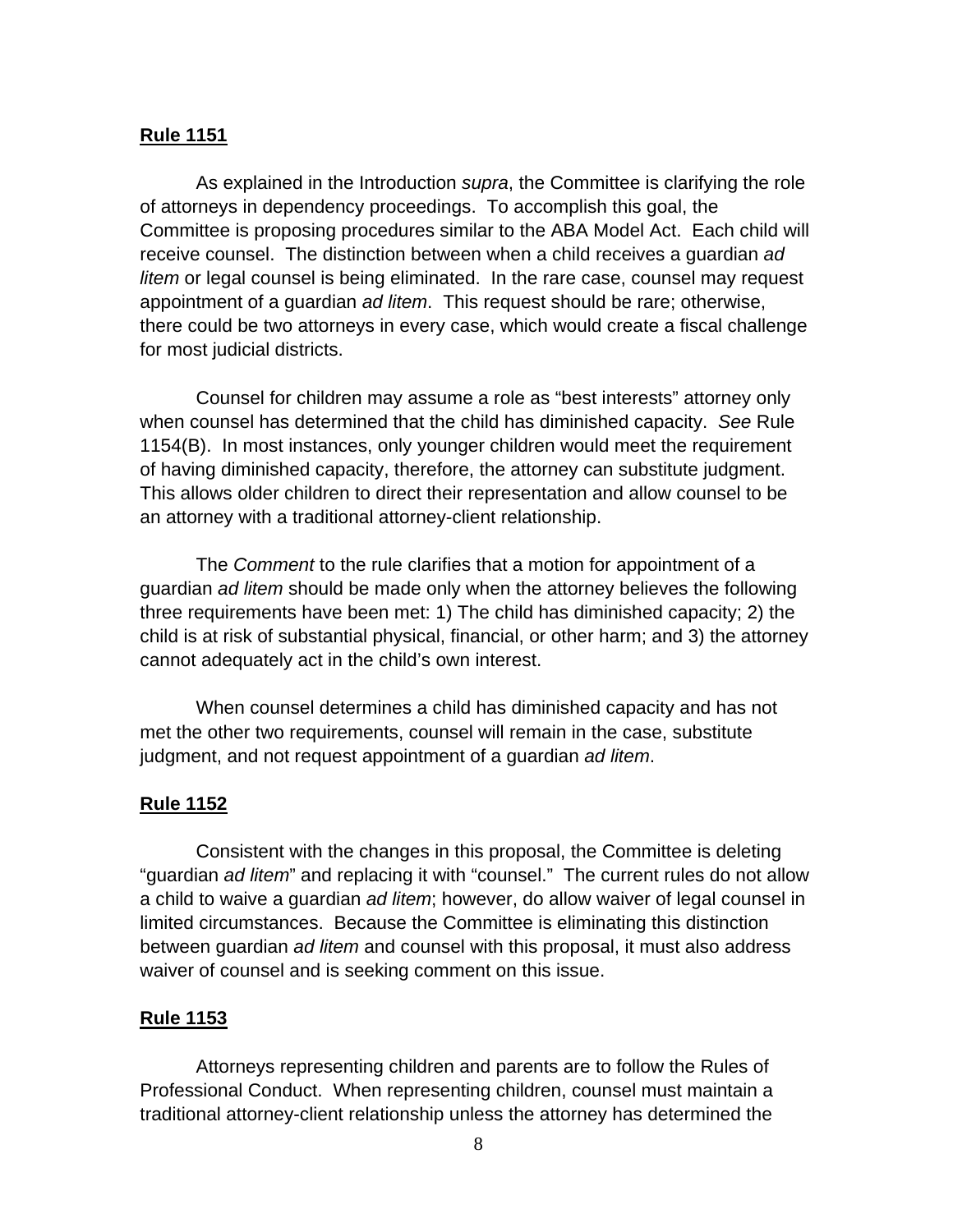**Rule 1151**

As explained in the Introduction *supra*, the Committee is clarifying the role of attorneys in dependency proceedings. To accomplish this goal, the Committee is proposing procedures similar to the ABA Model Act. Each child will receive counsel. The distinction between when a child receives a guardian *ad litem* or legal counsel is being eliminated. In the rare case, counsel may request appointment of a guardian *ad litem*. This request should be rare; otherwise, there could be two attorneys in every case, which would create a fiscal challenge for most judicial districts.

Counsel for children may assume a role as "best interests" attorney only when counsel has determined that the child has diminished capacity. *See* Rule 1154(B). In most instances, only younger children would meet the requirement of having diminished capacity, therefore, the attorney can substitute judgment. This allows older children to direct their representation and allow counsel to be an attorney with a traditional attorney-client relationship.

The *Comment* to the rule clarifies that a motion for appointment of a guardian *ad litem* should be made only when the attorney believes the following three requirements have been met: 1) The child has diminished capacity; 2) the child is at risk of substantial physical, financial, or other harm; and 3) the attorney cannot adequately act in the child's own interest.

When counsel determines a child has diminished capacity and has not met the other two requirements, counsel will remain in the case, substitute judgment, and not request appointment of a guardian *ad litem*.

**Rule 1152**

Consistent with the changes in this proposal, the Committee is deleting "guardian *ad litem*" and replacing it with "counsel." The current rules do not allow a child to waive a guardian *ad litem*; however, do allow waiver of legal counsel in limited circumstances. Because the Committee is eliminating this distinction between guardian *ad litem* and counsel with this proposal, it must also address waiver of counsel and is seeking comment on this issue.

**Rule 1153**

Attorneys representing children and parents are to follow the Rules of Professional Conduct. When representing children, counsel must maintain a traditional attorney-client relationship unless the attorney has determined the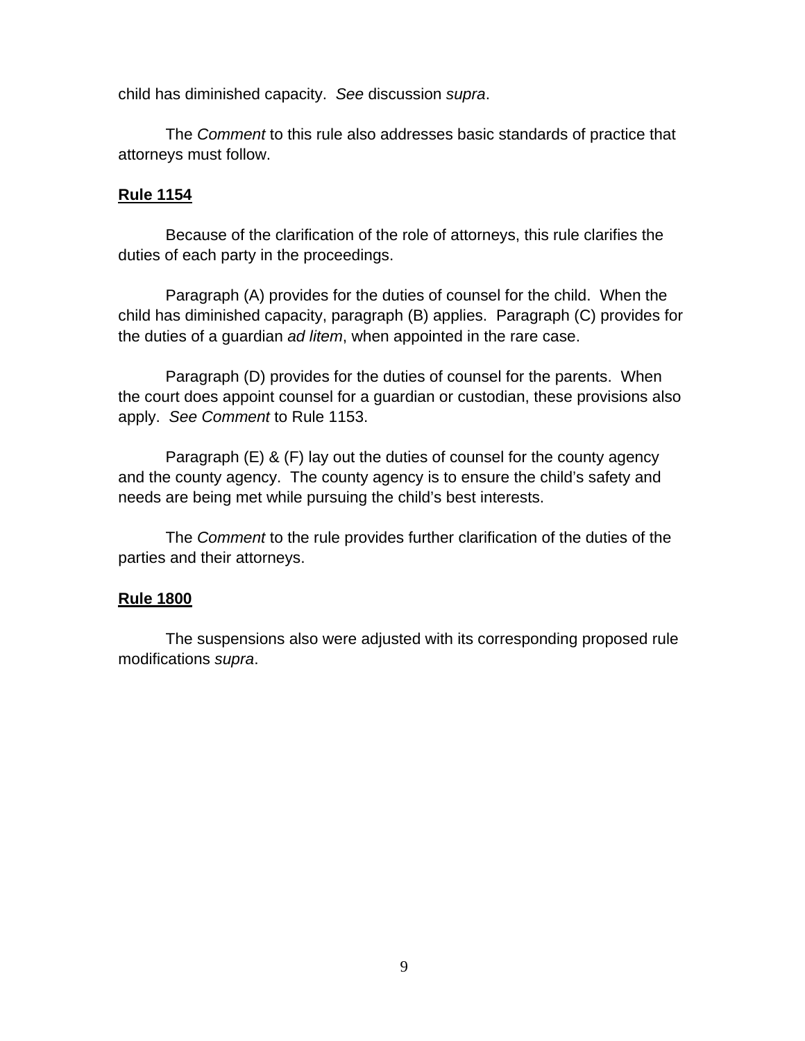child has diminished capacity. *See* discussion *supra*.

The *Comment* to this rule also addresses basic standards of practice that attorneys must follow.

**Rule 1154**

Because of the clarification of the role of attorneys, this rule clarifies the duties of each party in the proceedings.

Paragraph (A) provides for the duties of counsel for the child. When the child has diminished capacity, paragraph (B) applies. Paragraph (C) provides for the duties of a guardian *ad litem*, when appointed in the rare case.

Paragraph (D) provides for the duties of counsel for the parents. When the court does appoint counsel for a guardian or custodian, these provisions also apply. *See Comment* to Rule 1153.

Paragraph (E) & (F) lay out the duties of counsel for the county agency and the county agency. The county agency is to ensure the child's safety and needs are being met while pursuing the child's best interests.

The *Comment* to the rule provides further clarification of the duties of the parties and their attorneys.

**Rule 1800**

The suspensions also were adjusted with its corresponding proposed rule modifications *supra*.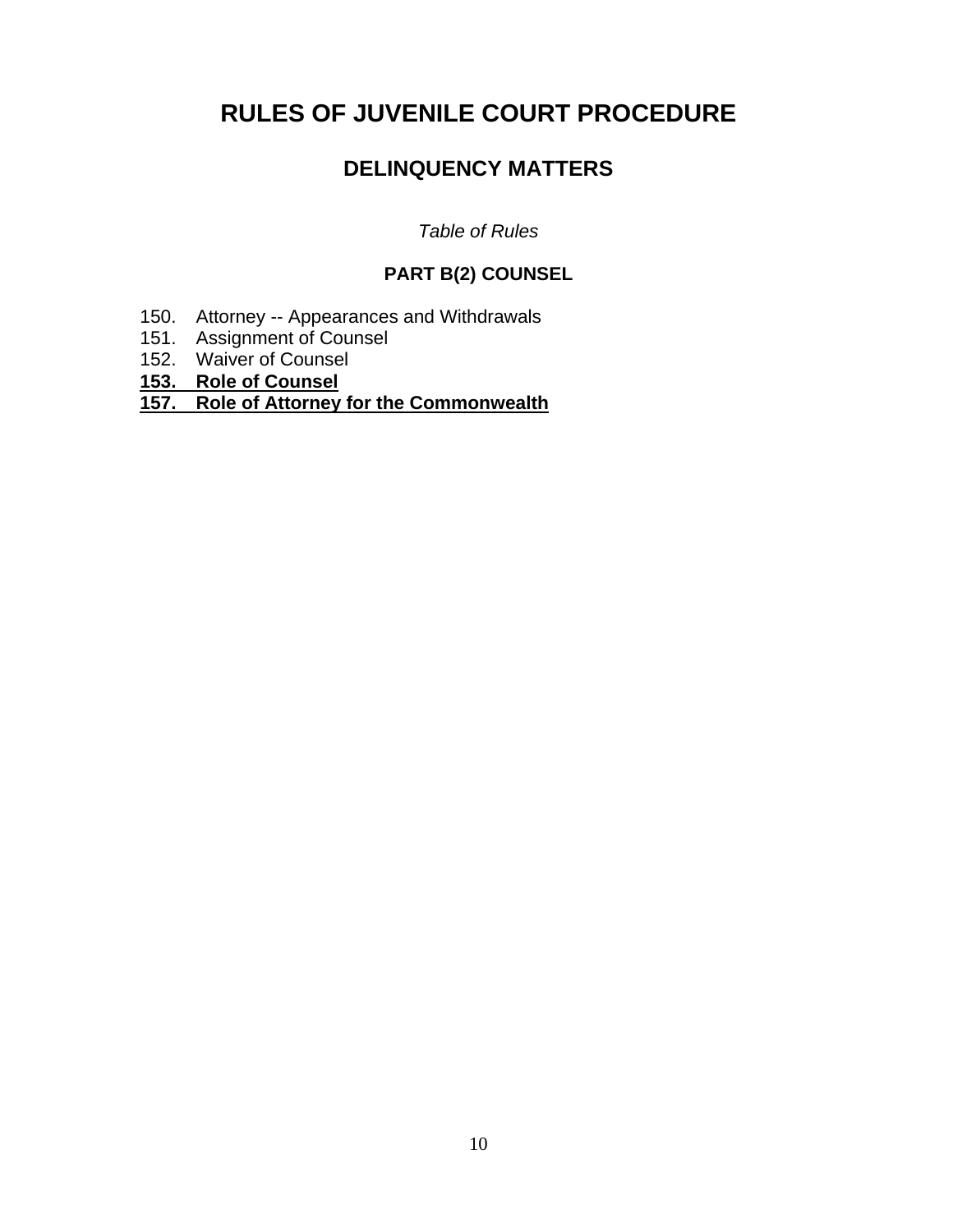# RULES OF JUVENILE COURT PROCEDURE

## DELINQUENCY MATTERS

*Table of Rules*

### PART B(2) COUNSEL

150. Attorney -- Appearances and Withdrawals
151. Assignment of Counsel
152. Waiver of Counsel
**<u>153. Role of Counsel</u>**
**<u>157. Role of Attorney for the Commonwealth</u>**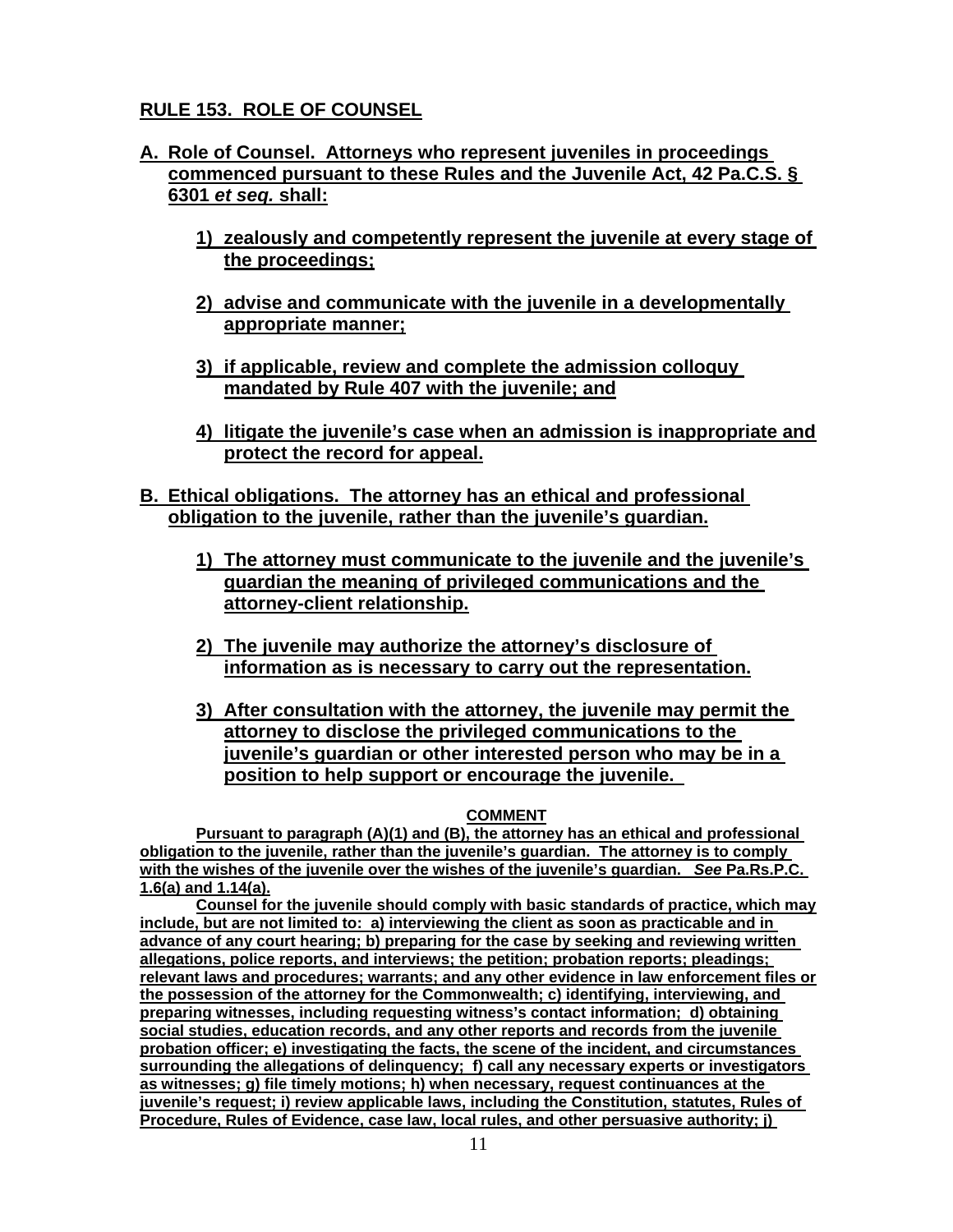## RULE 153. ROLE OF COUNSEL

**A. Role of Counsel. Attorneys who represent juveniles in proceedings commenced pursuant to these Rules and the Juvenile Act, 42 Pa.C.S. § 6301 *et seq.* shall:**

1) **zealously and competently represent the juvenile at every stage of the proceedings;**

2) **advise and communicate with the juvenile in a developmentally appropriate manner;**

3) **if applicable, review and complete the admission colloquy mandated by Rule 407 with the juvenile; and**

4) **litigate the juvenile's case when an admission is inappropriate and protect the record for appeal.**

**B. Ethical obligations. The attorney has an ethical and professional obligation to the juvenile, rather than the juvenile's guardian.**

1) **The attorney must communicate to the juvenile and the juvenile's guardian the meaning of privileged communications and the attorney-client relationship.**

2) **The juvenile may authorize the attorney's disclosure of information as is necessary to carry out the representation.**

3) **After consultation with the attorney, the juvenile may permit the attorney to disclose the privileged communications to the juvenile's guardian or other interested person who may be in a position to help support or encourage the juvenile.**

### COMMENT

**Pursuant to paragraph (A)(1) and (B), the attorney has an ethical and professional obligation to the juvenile, rather than the juvenile's guardian. The attorney is to comply with the wishes of the juvenile over the wishes of the juvenile's guardian. *See* Pa.Rs.P.C. 1.6(a) and 1.14(a).**

**Counsel for the juvenile should comply with basic standards of practice, which may include, but are not limited to: a) interviewing the client as soon as practicable and in advance of any court hearing; b) preparing for the case by seeking and reviewing written allegations, police reports, and interviews; the petition; probation reports; pleadings; relevant laws and procedures; warrants; and any other evidence in law enforcement files or the possession of the attorney for the Commonwealth; c) identifying, interviewing, and preparing witnesses, including requesting witness's contact information; d) obtaining social studies, education records, and any other reports and records from the juvenile probation officer; e) investigating the facts, the scene of the incident, and circumstances surrounding the allegations of delinquency; f) call any necessary experts or investigators as witnesses; g) file timely motions; h) when necessary, request continuances at the juvenile's request; i) review applicable laws, including the Constitution, statutes, Rules of Procedure, Rules of Evidence, case law, local rules, and other persuasive authority; j)**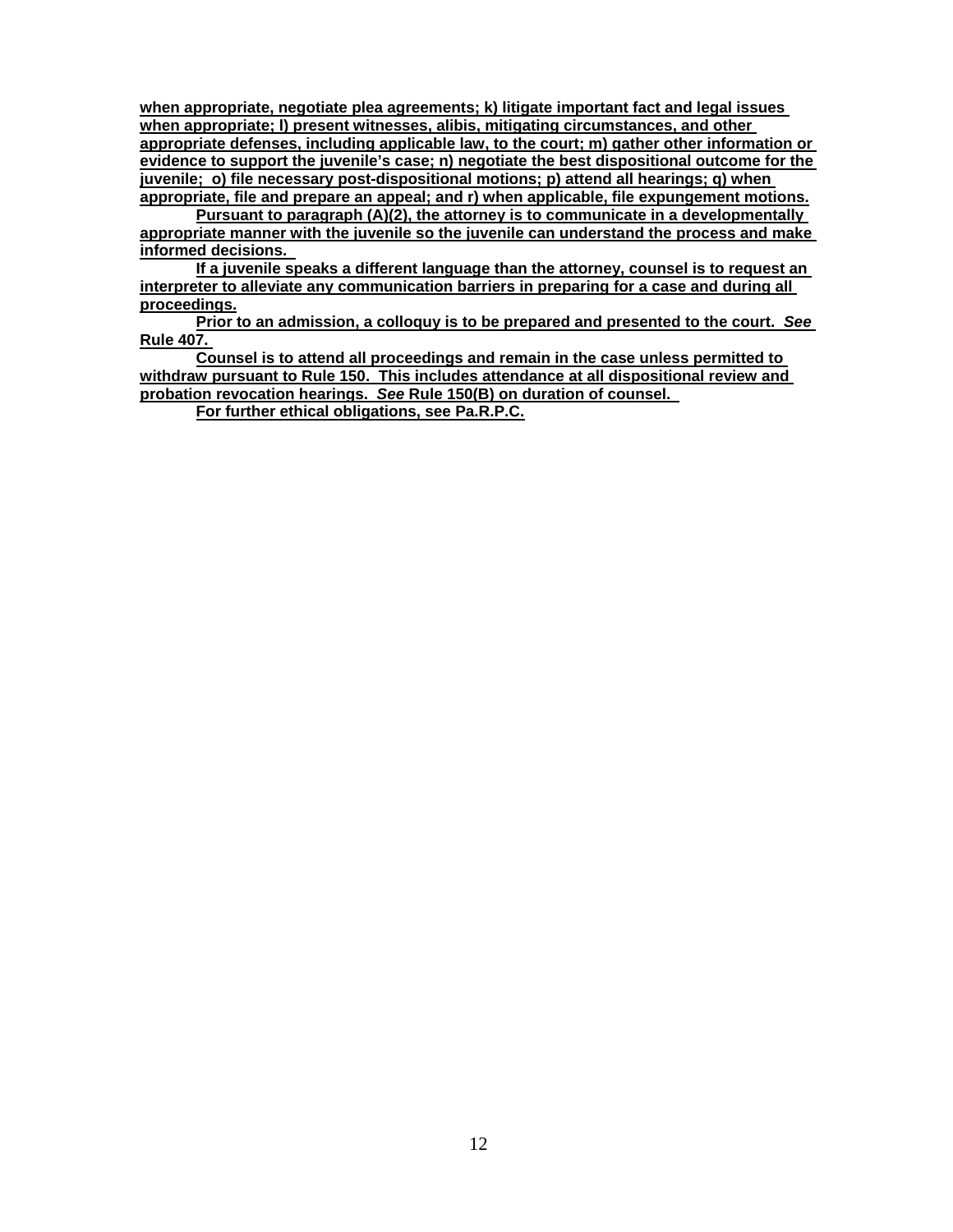**when appropriate, negotiate plea agreements; k) litigate important fact and legal issues when appropriate; l) present witnesses, alibis, mitigating circumstances, and other appropriate defenses, including applicable law, to the court; m) gather other information or evidence to support the juvenile's case; n) negotiate the best dispositional outcome for the juvenile; o) file necessary post-dispositional motions; p) attend all hearings; q) when appropriate, file and prepare an appeal; and r) when applicable, file expungement motions.**

**Pursuant to paragraph (A)(2), the attorney is to communicate in a developmentally appropriate manner with the juvenile so the juvenile can understand the process and make informed decisions.**

**If a juvenile speaks a different language than the attorney, counsel is to request an interpreter to alleviate any communication barriers in preparing for a case and during all proceedings.**

**Prior to an admission, a colloquy is to be prepared and presented to the court. *See* Rule 407.**

**Counsel is to attend all proceedings and remain in the case unless permitted to withdraw pursuant to Rule 150. This includes attendance at all dispositional review and probation revocation hearings. *See* Rule 150(B) on duration of counsel.**

**For further ethical obligations, see Pa.R.P.C.**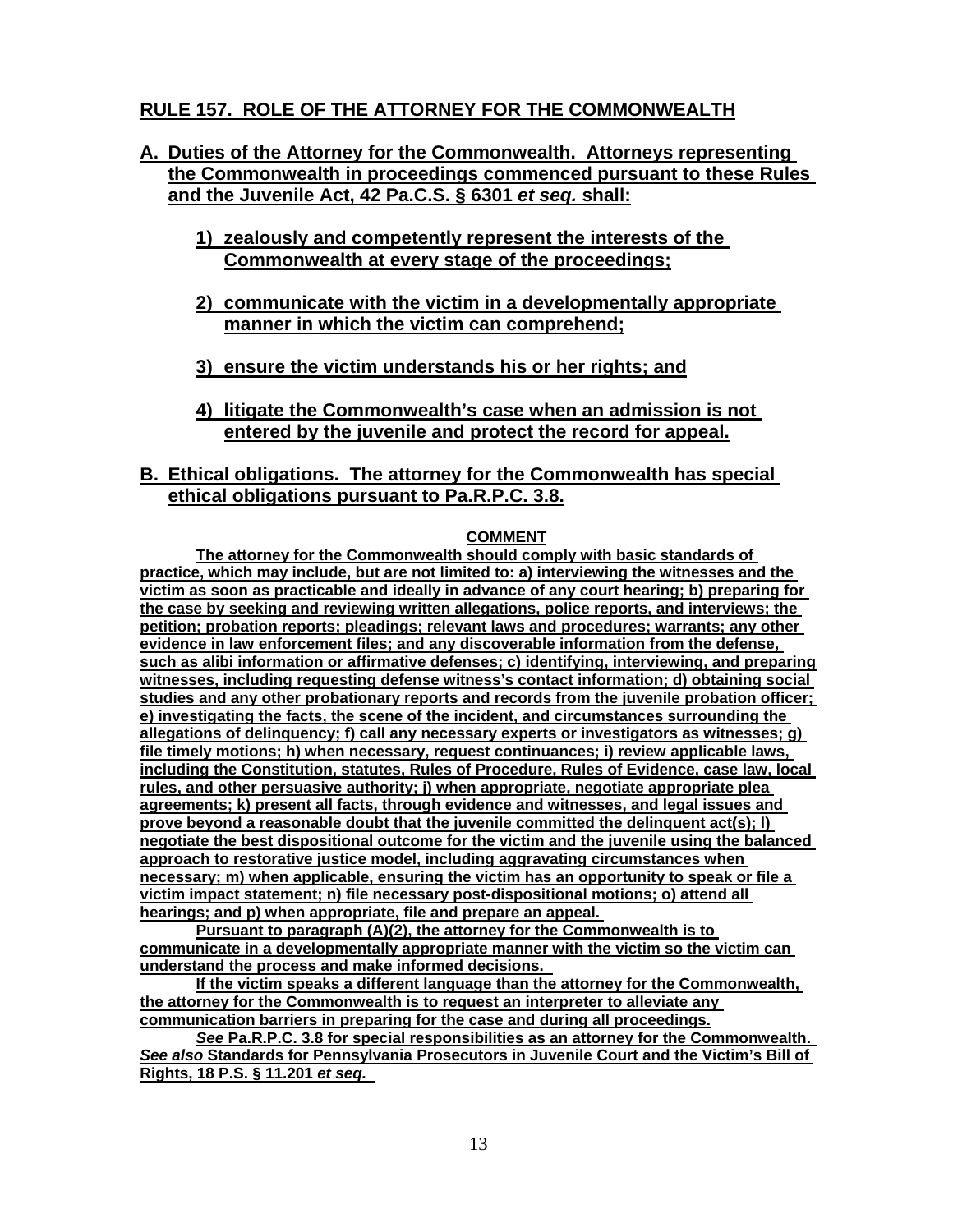## RULE 157. ROLE OF THE ATTORNEY FOR THE COMMONWEALTH

**A. Duties of the Attorney for the Commonwealth. Attorneys representing the Commonwealth in proceedings commenced pursuant to these Rules and the Juvenile Act, 42 Pa.C.S. § 6301 *et seq.* shall:**

**1) zealously and competently represent the interests of the Commonwealth at every stage of the proceedings;**

**2) communicate with the victim in a developmentally appropriate manner in which the victim can comprehend;**

**3) ensure the victim understands his or her rights; and**

**4) litigate the Commonwealth's case when an admission is not entered by the juvenile and protect the record for appeal.**

**B. Ethical obligations. The attorney for the Commonwealth has special ethical obligations pursuant to Pa.R.P.C. 3.8.**

**COMMENT**

**The attorney for the Commonwealth should comply with basic standards of practice, which may include, but are not limited to: a) interviewing the witnesses and the victim as soon as practicable and ideally in advance of any court hearing; b) preparing for the case by seeking and reviewing written allegations, police reports, and interviews; the petition; probation reports; pleadings; relevant laws and procedures; warrants; any other evidence in law enforcement files; and any discoverable information from the defense, such as alibi information or affirmative defenses; c) identifying, interviewing, and preparing witnesses, including requesting defense witness's contact information; d) obtaining social studies and any other probationary reports and records from the juvenile probation officer; e) investigating the facts, the scene of the incident, and circumstances surrounding the allegations of delinquency; f) call any necessary experts or investigators as witnesses; g) file timely motions; h) when necessary, request continuances; i) review applicable laws, including the Constitution, statutes, Rules of Procedure, Rules of Evidence, case law, local rules, and other persuasive authority; j) when appropriate, negotiate appropriate plea agreements; k) present all facts, through evidence and witnesses, and legal issues and prove beyond a reasonable doubt that the juvenile committed the delinquent act(s); l) negotiate the best dispositional outcome for the victim and the juvenile using the balanced approach to restorative justice model, including aggravating circumstances when necessary; m) when applicable, ensuring the victim has an opportunity to speak or file a victim impact statement; n) file necessary post-dispositional motions; o) attend all hearings; and p) when appropriate, file and prepare an appeal.**

**Pursuant to paragraph (A)(2), the attorney for the Commonwealth is to communicate in a developmentally appropriate manner with the victim so the victim can understand the process and make informed decisions.**

**If the victim speaks a different language than the attorney for the Commonwealth, the attorney for the Commonwealth is to request an interpreter to alleviate any communication barriers in preparing for the case and during all proceedings.**

***See* Pa.R.P.C. 3.8 for special responsibilities as an attorney for the Commonwealth. *See also* Standards for Pennsylvania Prosecutors in Juvenile Court and the Victim's Bill of Rights, 18 P.S. § 11.201 *et seq.***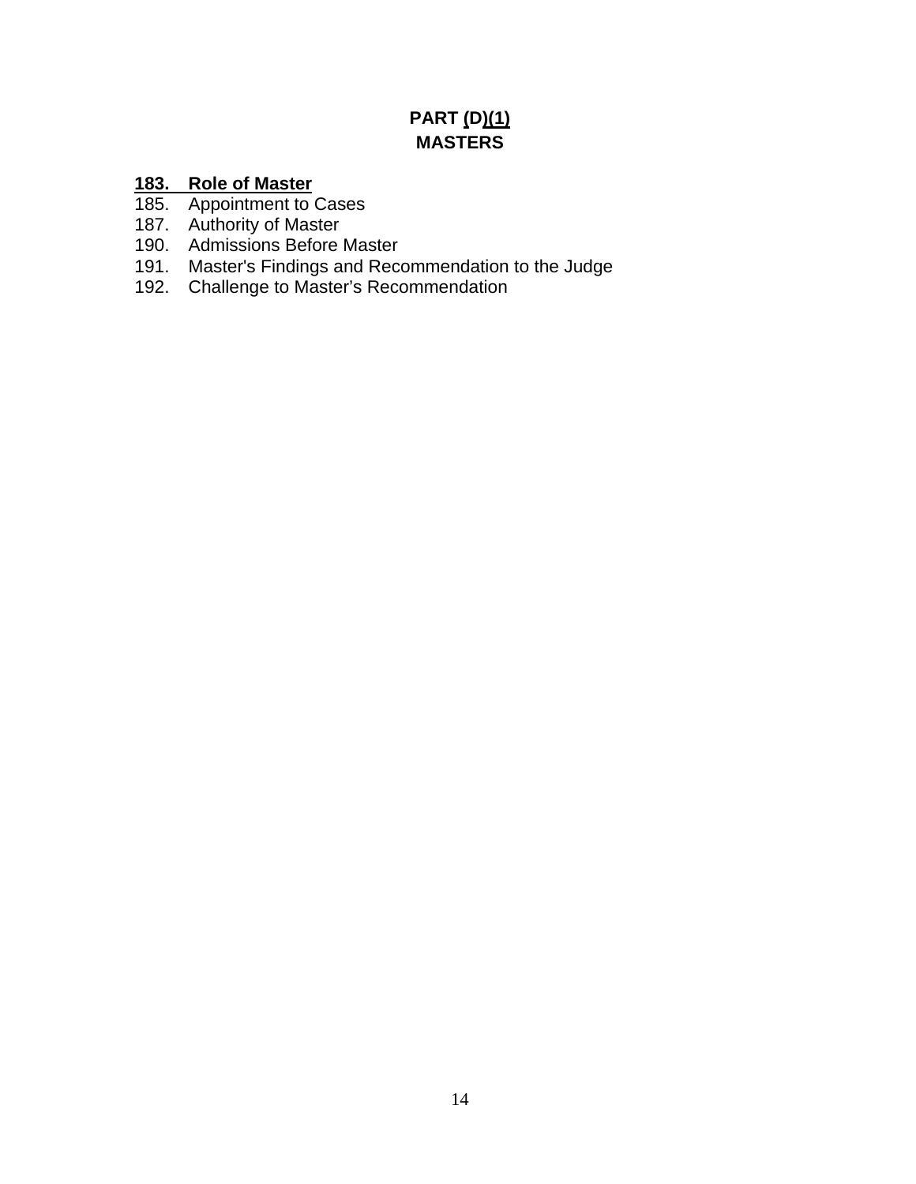# PART (D)(1)
# MASTERS

**183. Role of Master**
185. Appointment to Cases
187. Authority of Master
190. Admissions Before Master
191. Master's Findings and Recommendation to the Judge
192. Challenge to Master's Recommendation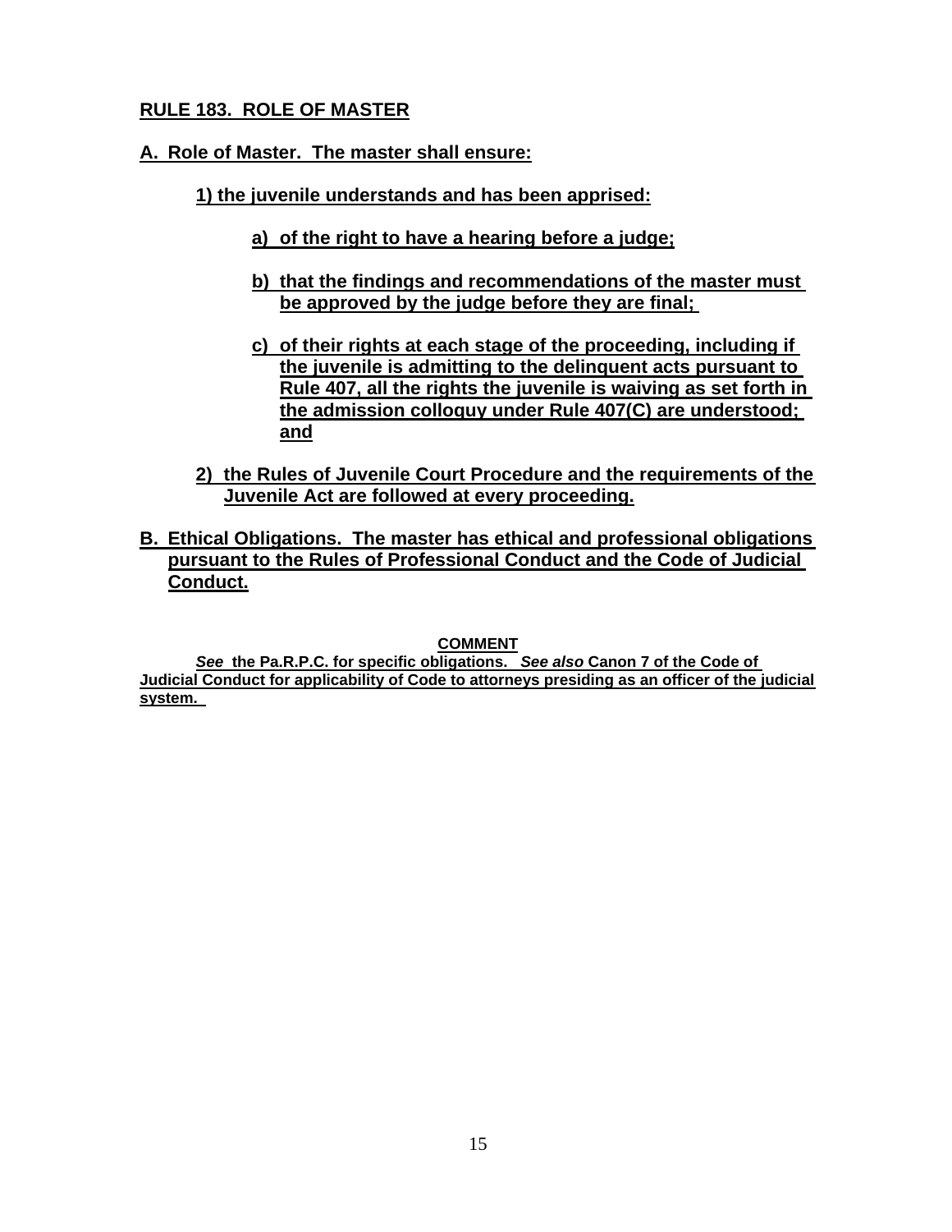## RULE 183. ROLE OF MASTER

**A. Role of Master. The master shall ensure:**

**1) the juvenile understands and has been apprised:**

**a) of the right to have a hearing before a judge;**

**b) that the findings and recommendations of the master must be approved by the judge before they are final;**

**c) of their rights at each stage of the proceeding, including if the juvenile is admitting to the delinquent acts pursuant to Rule 407, all the rights the juvenile is waiving as set forth in the admission colloquy under Rule 407(C) are understood; and**

**2) the Rules of Juvenile Court Procedure and the requirements of the Juvenile Act are followed at every proceeding.**

**B. Ethical Obligations. The master has ethical and professional obligations pursuant to the Rules of Professional Conduct and the Code of Judicial Conduct.**

**COMMENT**

***See*** **the Pa.R.P.C. for specific obligations.** ***See also*** **Canon 7 of the Code of Judicial Conduct for applicability of Code to attorneys presiding as an officer of the judicial system.**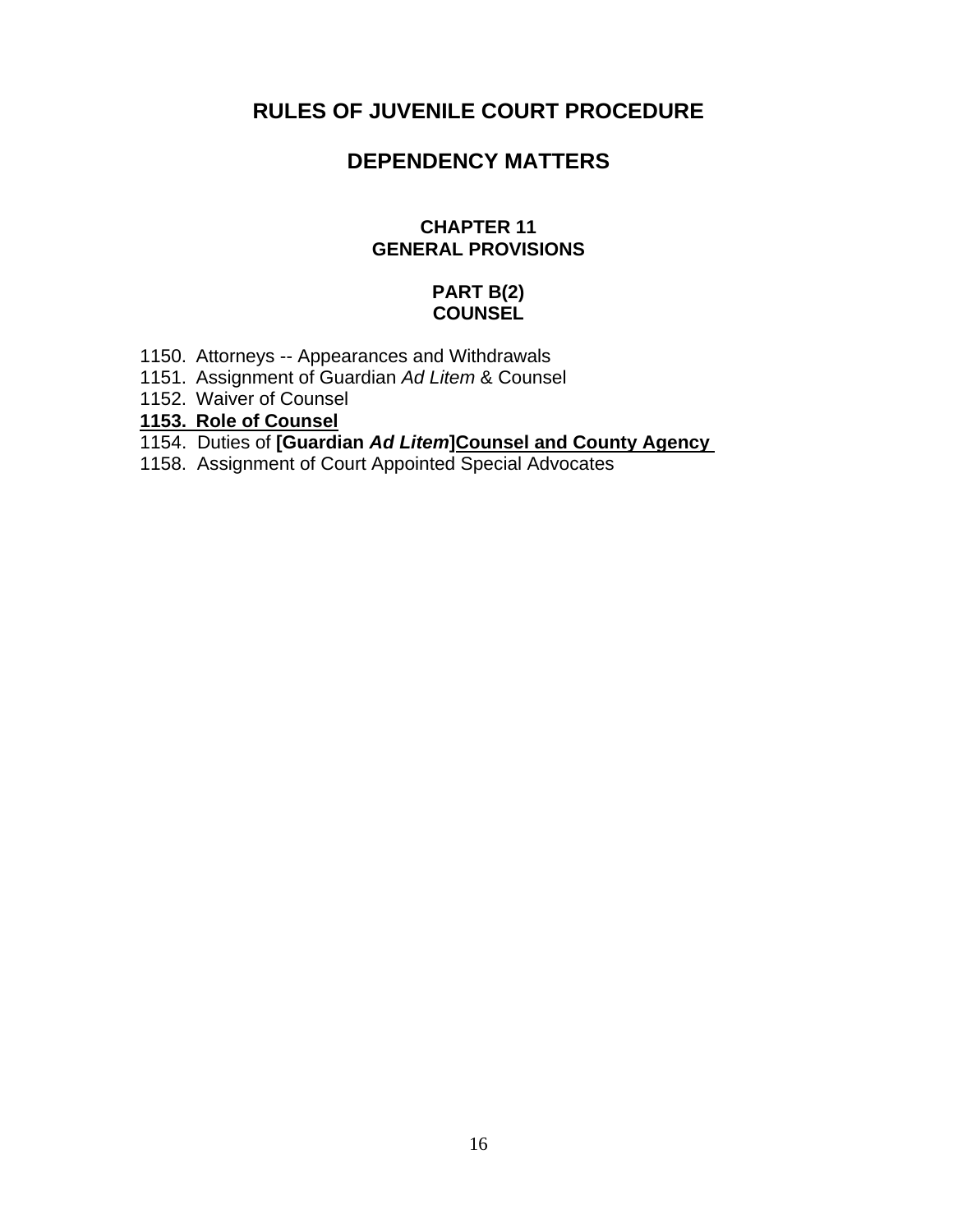# RULES OF JUVENILE COURT PROCEDURE

## DEPENDENCY MATTERS

### CHAPTER 11
### GENERAL PROVISIONS

#### PART B(2)
#### COUNSEL

1150. Attorneys -- Appearances and Withdrawals
1151. Assignment of Guardian *Ad Litem* & Counsel
1152. Waiver of Counsel
<u>**1153. Role of Counsel**</u>
1154. Duties of **[Guardian *Ad Litem*]**<u>**Counsel and County Agency**</u>
1158. Assignment of Court Appointed Special Advocates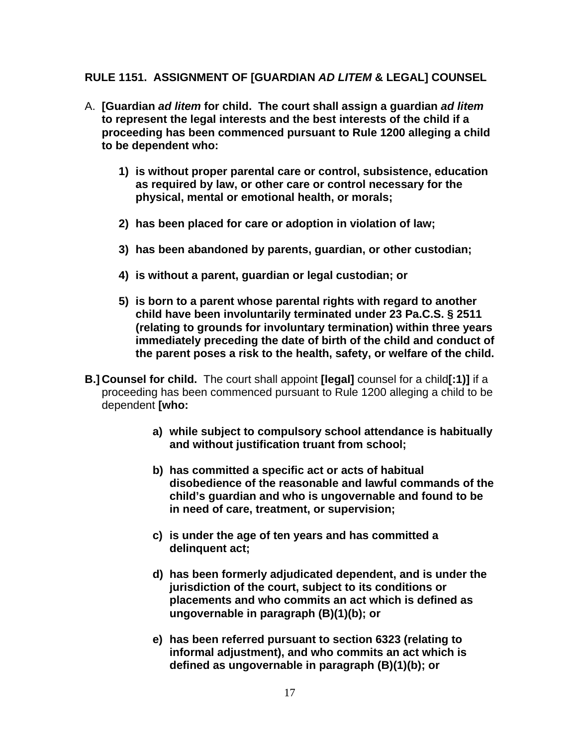**RULE 1151. ASSIGNMENT OF [GUARDIAN *AD LITEM* & LEGAL] COUNSEL**

A. **[Guardian *ad litem* for child. The court shall assign a guardian *ad litem* to represent the legal interests and the best interests of the child if a proceeding has been commenced pursuant to Rule 1200 alleging a child to be dependent who:**

   **1) is without proper parental care or control, subsistence, education as required by law, or other care or control necessary for the physical, mental or emotional health, or morals;**

   **2) has been placed for care or adoption in violation of law;**

   **3) has been abandoned by parents, guardian, or other custodian;**

   **4) is without a parent, guardian or legal custodian; or**

   **5) is born to a parent whose parental rights with regard to another child have been involuntarily terminated under 23 Pa.C.S. § 2511 (relating to grounds for involuntary termination) within three years immediately preceding the date of birth of the child and conduct of the parent poses a risk to the health, safety, or welfare of the child.**

**B.]** **Counsel for child.** The court shall appoint **[legal]** counsel for a child**[:1)]** if a proceeding has been commenced pursuant to Rule 1200 alleging a child to be dependent **[who:**

   **a) while subject to compulsory school attendance is habitually and without justification truant from school;**

   **b) has committed a specific act or acts of habitual disobedience of the reasonable and lawful commands of the child's guardian and who is ungovernable and found to be in need of care, treatment, or supervision;**

   **c) is under the age of ten years and has committed a delinquent act;**

   **d) has been formerly adjudicated dependent, and is under the jurisdiction of the court, subject to its conditions or placements and who commits an act which is defined as ungovernable in paragraph (B)(1)(b); or**

   **e) has been referred pursuant to section 6323 (relating to informal adjustment), and who commits an act which is defined as ungovernable in paragraph (B)(1)(b); or**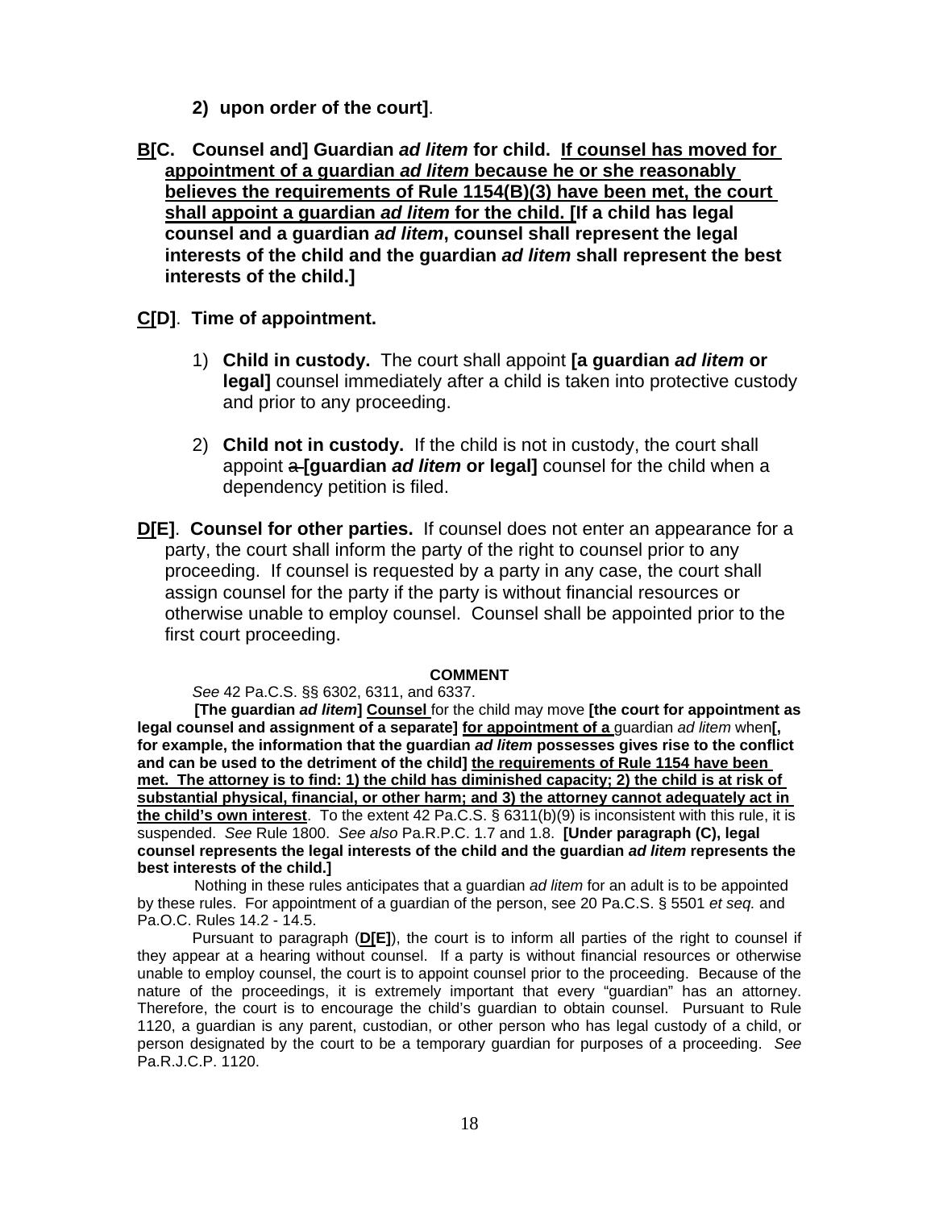**2) upon order of the court]**.

**B[C. Counsel and] Guardian *ad litem* for child. If counsel has moved for appointment of a guardian *ad litem* because he or she reasonably believes the requirements of Rule 1154(B)(3) have been met, the court shall appoint a guardian *ad litem* for the child. [If a child has legal counsel and a guardian *ad litem*, counsel shall represent the legal interests of the child and the guardian *ad litem* shall represent the best interests of the child.]**

**C[D]. Time of appointment.**

1) **Child in custody.** The court shall appoint **[a guardian *ad litem* or legal]** counsel immediately after a child is taken into protective custody and prior to any proceeding.

2) **Child not in custody.** If the child is not in custody, the court shall appoint ~~a~~ **[guardian *ad litem* or legal]** counsel for the child when a dependency petition is filed.

**D[E]. Counsel for other parties.** If counsel does not enter an appearance for a party, the court shall inform the party of the right to counsel prior to any proceeding. If counsel is requested by a party in any case, the court shall assign counsel for the party if the party is without financial resources or otherwise unable to employ counsel. Counsel shall be appointed prior to the first court proceeding.

**COMMENT**

*See* 42 Pa.C.S. §§ 6302, 6311, and 6337.

**[The guardian *ad litem*] Counsel** for the child may move **[the court for appointment as legal counsel and assignment of a separate] for appointment of a** guardian *ad litem* when**[, for example, the information that the guardian *ad litem* possesses gives rise to the conflict and can be used to the detriment of the child] the requirements of Rule 1154 have been met. The attorney is to find: 1) the child has diminished capacity; 2) the child is at risk of substantial physical, financial, or other harm; and 3) the attorney cannot adequately act in the child's own interest**. To the extent 42 Pa.C.S. § 6311(b)(9) is inconsistent with this rule, it is suspended. *See* Rule 1800. *See also* Pa.R.P.C. 1.7 and 1.8. **[Under paragraph (C), legal counsel represents the legal interests of the child and the guardian *ad litem* represents the best interests of the child.]**

Nothing in these rules anticipates that a guardian *ad litem* for an adult is to be appointed by these rules. For appointment of a guardian of the person, see 20 Pa.C.S. § 5501 *et seq.* and Pa.O.C. Rules 14.2 - 14.5.

Pursuant to paragraph (**D[E]**), the court is to inform all parties of the right to counsel if they appear at a hearing without counsel. If a party is without financial resources or otherwise unable to employ counsel, the court is to appoint counsel prior to the proceeding. Because of the nature of the proceedings, it is extremely important that every "guardian" has an attorney. Therefore, the court is to encourage the child's guardian to obtain counsel. Pursuant to Rule 1120, a guardian is any parent, custodian, or other person who has legal custody of a child, or person designated by the court to be a temporary guardian for purposes of a proceeding. *See* Pa.R.J.C.P. 1120.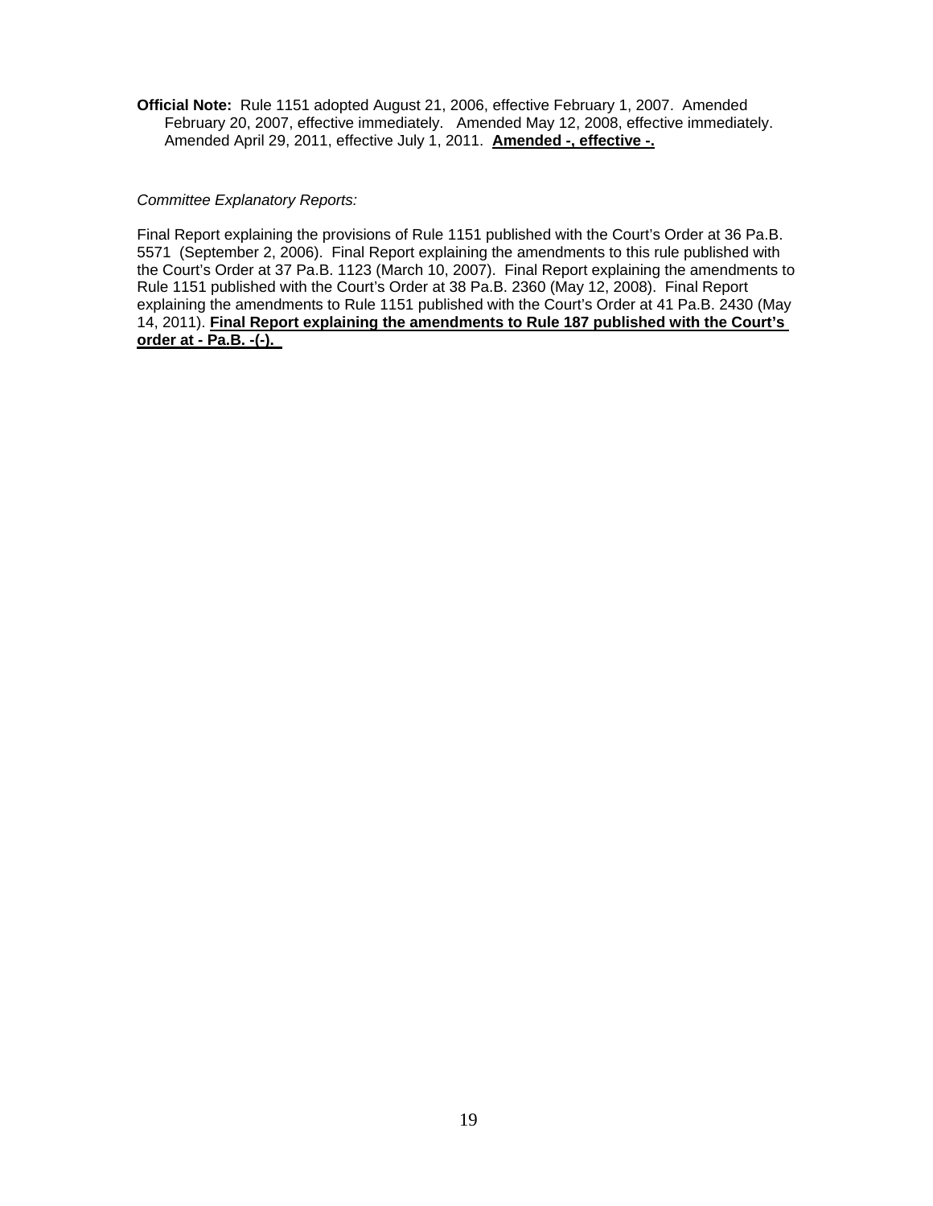**Official Note:** Rule 1151 adopted August 21, 2006, effective February 1, 2007. Amended February 20, 2007, effective immediately. Amended May 12, 2008, effective immediately. Amended April 29, 2011, effective July 1, 2011. **Amended -, effective -.**

*Committee Explanatory Reports:*

Final Report explaining the provisions of Rule 1151 published with the Court's Order at 36 Pa.B. 5571 (September 2, 2006). Final Report explaining the amendments to this rule published with the Court's Order at 37 Pa.B. 1123 (March 10, 2007). Final Report explaining the amendments to Rule 1151 published with the Court's Order at 38 Pa.B. 2360 (May 12, 2008). Final Report explaining the amendments to Rule 1151 published with the Court's Order at 41 Pa.B. 2430 (May 14, 2011). **Final Report explaining the amendments to Rule 187 published with the Court's order at - Pa.B. -(-).**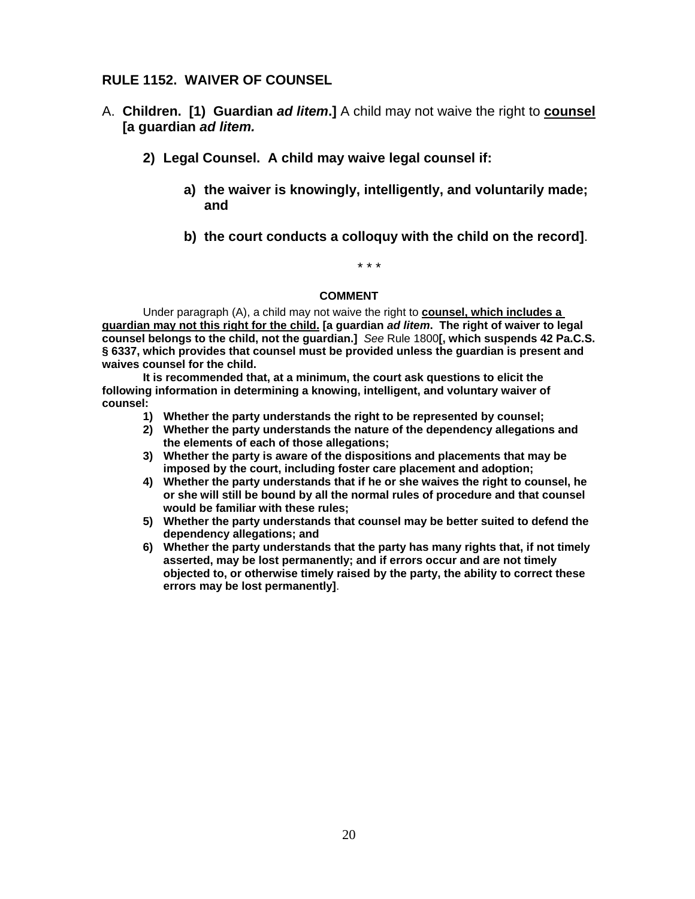## RULE 1152. WAIVER OF COUNSEL

A. **Children. [1) Guardian *ad litem*.]** A child may not waive the right to **counsel** **[a guardian *ad litem.***

> **2) Legal Counsel. A child may waive legal counsel if:**
>
> > **a) the waiver is knowingly, intelligently, and voluntarily made; and**
> >
> > **b) the court conducts a colloquy with the child on the record]**.

\* \* \*

**COMMENT**

Under paragraph (A), a child may not waive the right to **counsel, which includes a guardian may not this right for the child. [a guardian *ad litem*. The right of waiver to legal counsel belongs to the child, not the guardian.]** *See* Rule 1800**[, which suspends 42 Pa.C.S. § 6337, which provides that counsel must be provided unless the guardian is present and waives counsel for the child.**

**It is recommended that, at a minimum, the court ask questions to elicit the following information in determining a knowing, intelligent, and voluntary waiver of counsel:**

1) **Whether the party understands the right to be represented by counsel;**
2) **Whether the party understands the nature of the dependency allegations and the elements of each of those allegations;**
3) **Whether the party is aware of the dispositions and placements that may be imposed by the court, including foster care placement and adoption;**
4) **Whether the party understands that if he or she waives the right to counsel, he or she will still be bound by all the normal rules of procedure and that counsel would be familiar with these rules;**
5) **Whether the party understands that counsel may be better suited to defend the dependency allegations; and**
6) **Whether the party understands that the party has many rights that, if not timely asserted, may be lost permanently; and if errors occur and are not timely objected to, or otherwise timely raised by the party, the ability to correct these errors may be lost permanently]**.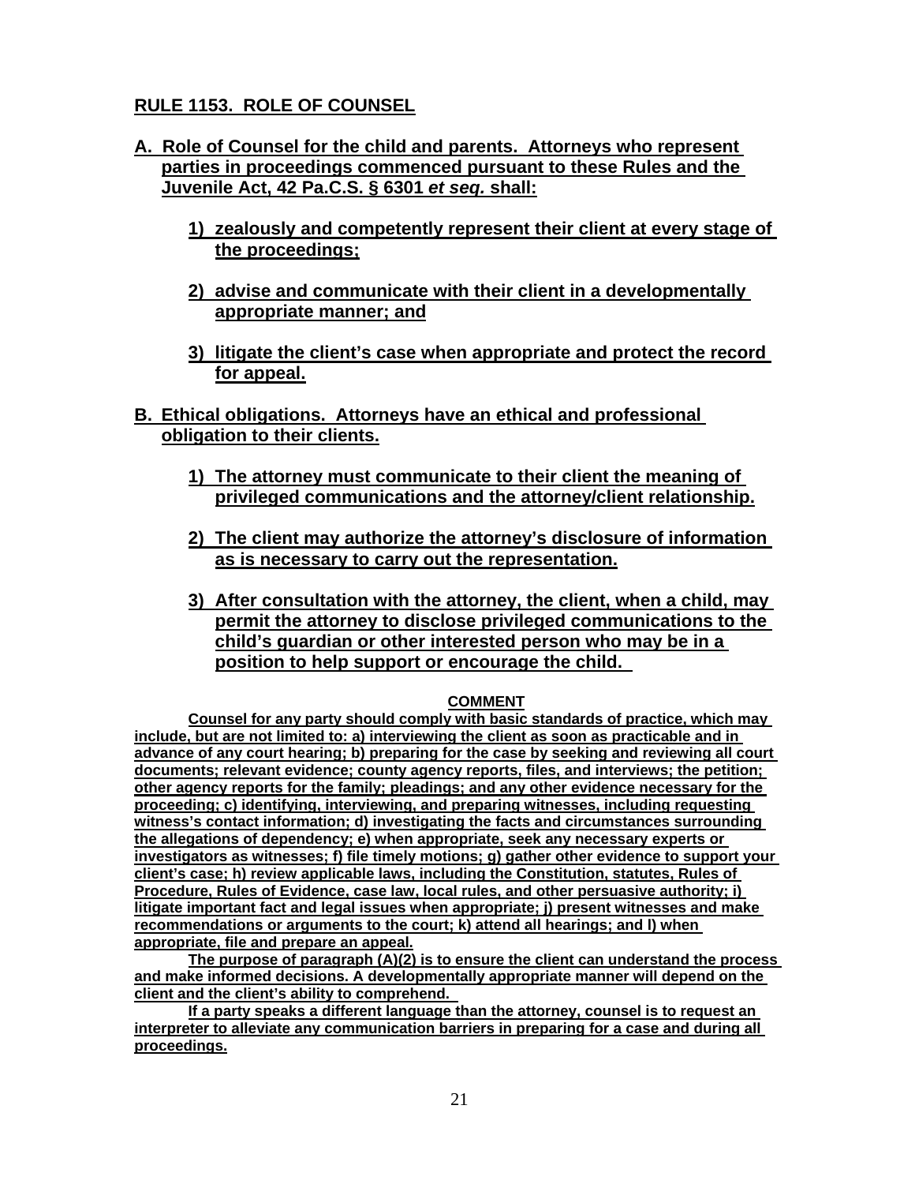## RULE 1153. ROLE OF COUNSEL

**A. Role of Counsel for the child and parents. Attorneys who represent parties in proceedings commenced pursuant to these Rules and the Juvenile Act, 42 Pa.C.S. § 6301 *et seq.* shall:**

**1) zealously and competently represent their client at every stage of the proceedings;**

**2) advise and communicate with their client in a developmentally appropriate manner; and**

**3) litigate the client's case when appropriate and protect the record for appeal.**

**B. Ethical obligations. Attorneys have an ethical and professional obligation to their clients.**

**1) The attorney must communicate to their client the meaning of privileged communications and the attorney/client relationship.**

**2) The client may authorize the attorney's disclosure of information as is necessary to carry out the representation.**

**3) After consultation with the attorney, the client, when a child, may permit the attorney to disclose privileged communications to the child's guardian or other interested person who may be in a position to help support or encourage the child.**

**COMMENT**

**Counsel for any party should comply with basic standards of practice, which may include, but are not limited to: a) interviewing the client as soon as practicable and in advance of any court hearing; b) preparing for the case by seeking and reviewing all court documents; relevant evidence; county agency reports, files, and interviews; the petition; other agency reports for the family; pleadings; and any other evidence necessary for the proceeding; c) identifying, interviewing, and preparing witnesses, including requesting witness's contact information; d) investigating the facts and circumstances surrounding the allegations of dependency; e) when appropriate, seek any necessary experts or investigators as witnesses; f) file timely motions; g) gather other evidence to support your client's case; h) review applicable laws, including the Constitution, statutes, Rules of Procedure, Rules of Evidence, case law, local rules, and other persuasive authority; i) litigate important fact and legal issues when appropriate; j) present witnesses and make recommendations or arguments to the court; k) attend all hearings; and l) when appropriate, file and prepare an appeal.**

**The purpose of paragraph (A)(2) is to ensure the client can understand the process and make informed decisions. A developmentally appropriate manner will depend on the client and the client's ability to comprehend.**

**If a party speaks a different language than the attorney, counsel is to request an interpreter to alleviate any communication barriers in preparing for a case and during all proceedings.**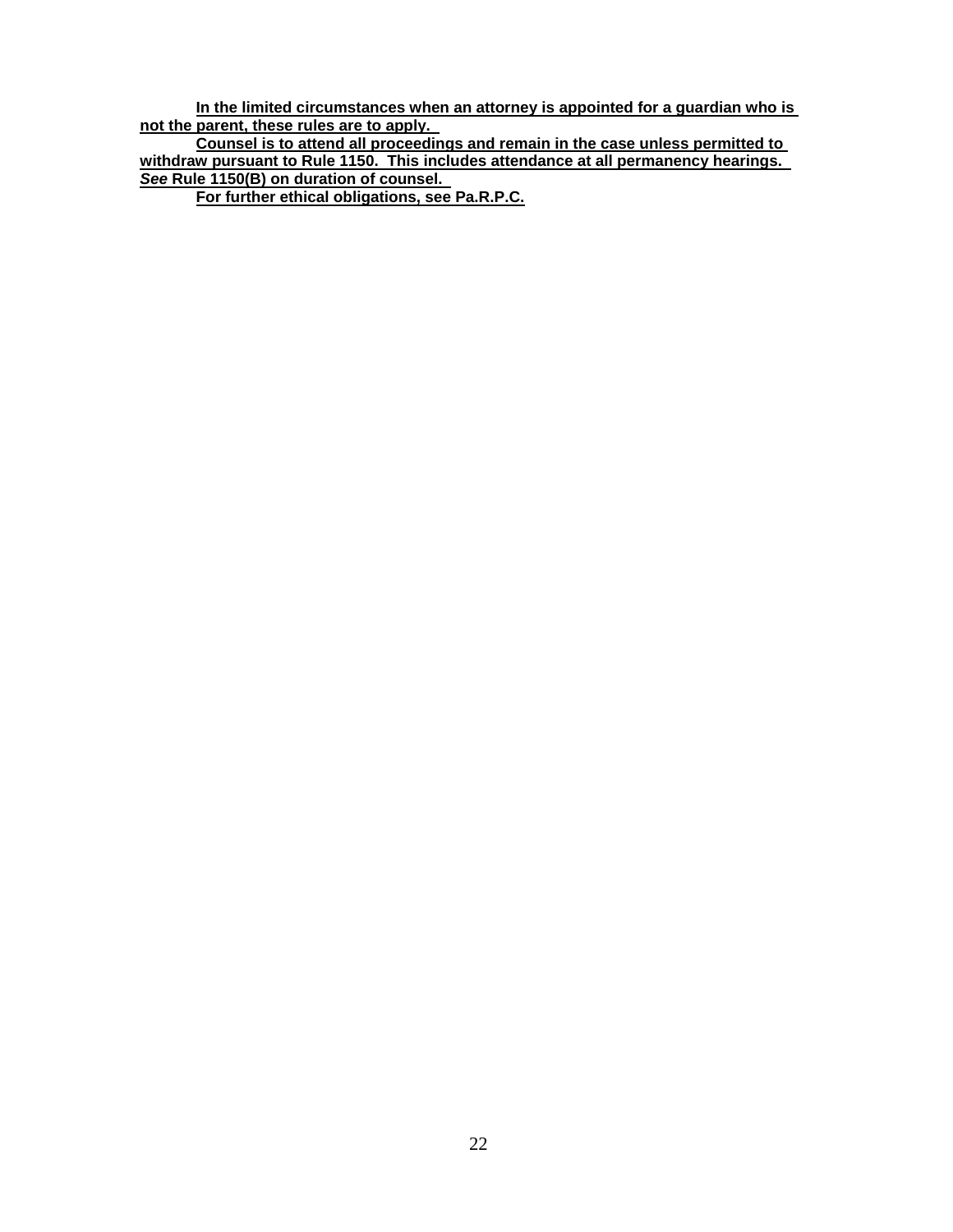**In the limited circumstances when an attorney is appointed for a guardian who is not the parent, these rules are to apply.**

**Counsel is to attend all proceedings and remain in the case unless permitted to withdraw pursuant to Rule 1150. This includes attendance at all permanency hearings. *See* Rule 1150(B) on duration of counsel.**

**For further ethical obligations, see Pa.R.P.C.**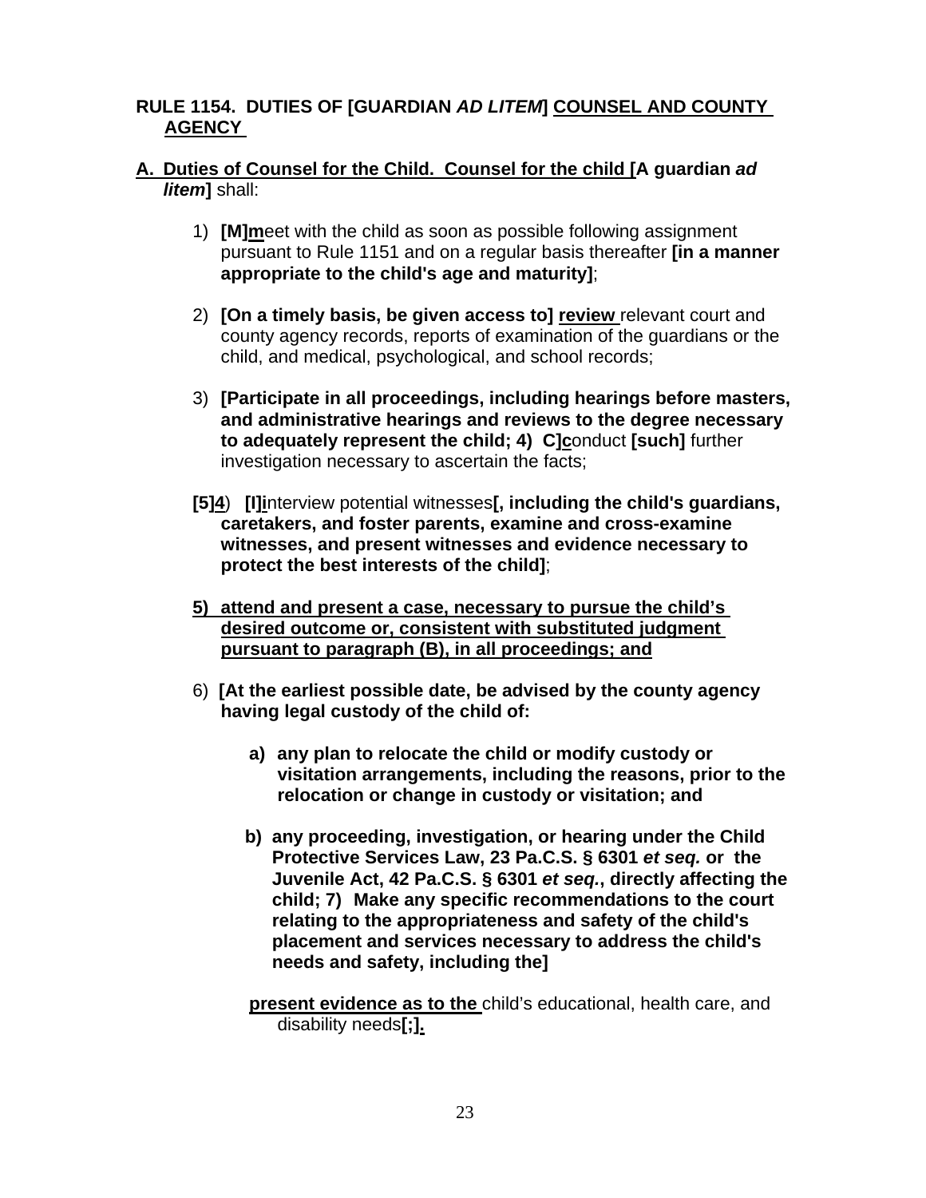**RULE 1154. DUTIES OF [GUARDIAN *AD LITEM*] <u>COUNSEL AND COUNTY AGENCY</u>**

**<u>A. Duties of Counsel for the Child. Counsel for the child</u> [A guardian *ad litem*]** shall:

1) **[M]<u>m</u>**eet with the child as soon as possible following assignment pursuant to Rule 1151 and on a regular basis thereafter **[in a manner appropriate to the child's age and maturity]**;

2) **[On a timely basis, be given access to] <u>review</u>** relevant court and county agency records, reports of examination of the guardians or the child, and medical, psychological, and school records;

3) **[Participate in all proceedings, including hearings before masters, and administrative hearings and reviews to the degree necessary to adequately represent the child; 4) C]<u>c</u>**onduct **[such]** further investigation necessary to ascertain the facts;

**[5]<u>4</u>**) **[I]<u>i</u>**nterview potential witnesses**[, including the child's guardians, caretakers, and foster parents, examine and cross-examine witnesses, and present witnesses and evidence necessary to protect the best interests of the child]**;

**<u>5) attend and present a case, necessary to pursue the child's desired outcome or, consistent with substituted judgment pursuant to paragraph (B), in all proceedings; and</u>**

6) **[At the earliest possible date, be advised by the county agency having legal custody of the child of:**

**a) any plan to relocate the child or modify custody or visitation arrangements, including the reasons, prior to the relocation or change in custody or visitation; and**

**b) any proceeding, investigation, or hearing under the Child Protective Services Law, 23 Pa.C.S. § 6301 *et seq.* or the Juvenile Act, 42 Pa.C.S. § 6301 *et seq.*, directly affecting the child; 7) Make any specific recommendations to the court relating to the appropriateness and safety of the child's placement and services necessary to address the child's needs and safety, including the]**

**<u>present evidence as to the</u>** child's educational, health care, and disability needs**[;]<u>.</u>**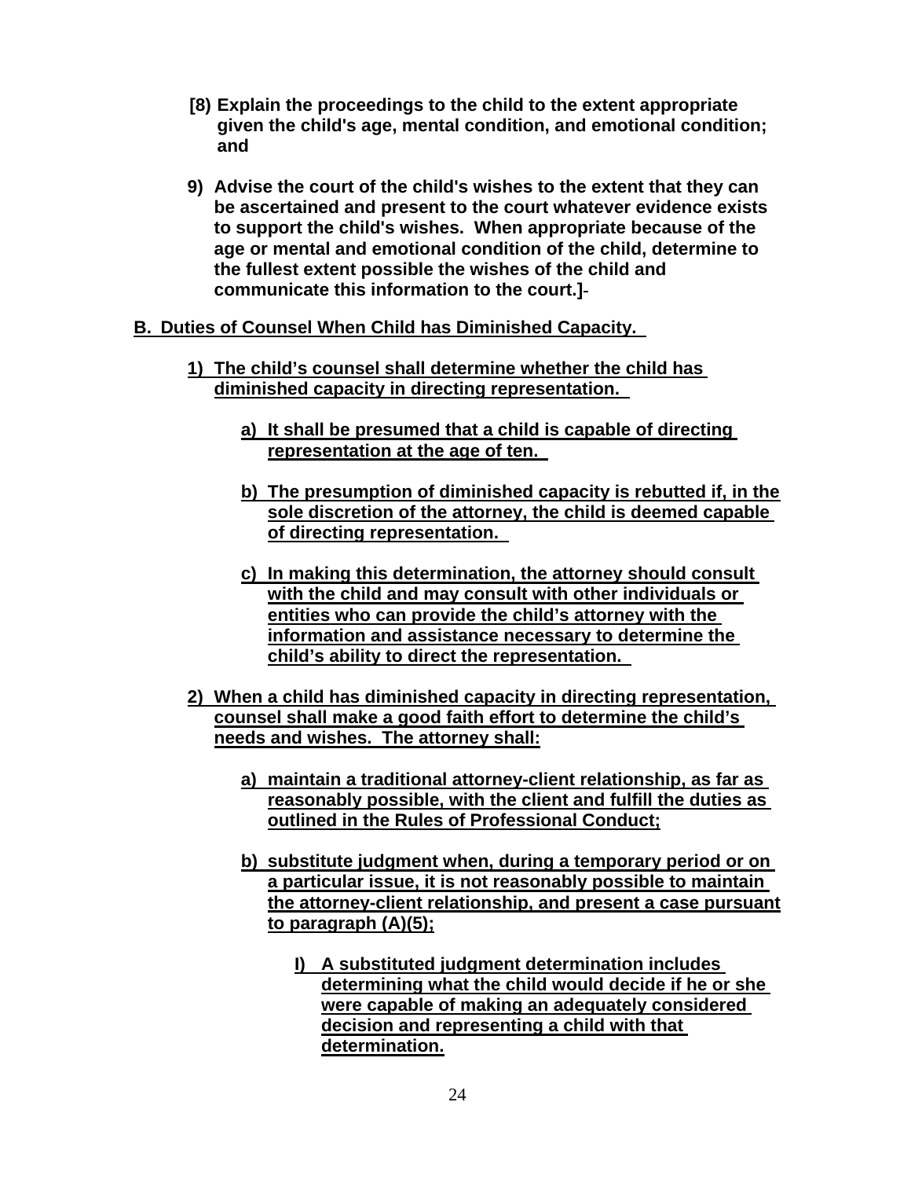**[8) Explain the proceedings to the child to the extent appropriate given the child's age, mental condition, and emotional condition; and**

**9) Advise the court of the child's wishes to the extent that they can be ascertained and present to the court whatever evidence exists to support the child's wishes. When appropriate because of the age or mental and emotional condition of the child, determine to the fullest extent possible the wishes of the child and communicate this information to the court.]**

<u>**B. Duties of Counsel When Child has Diminished Capacity.**</u>

<u>**1) The child's counsel shall determine whether the child has diminished capacity in directing representation.**</u>

<u>**a) It shall be presumed that a child is capable of directing representation at the age of ten.**</u>

<u>**b) The presumption of diminished capacity is rebutted if, in the sole discretion of the attorney, the child is deemed capable of directing representation.**</u>

<u>**c) In making this determination, the attorney should consult with the child and may consult with other individuals or entities who can provide the child's attorney with the information and assistance necessary to determine the child's ability to direct the representation.**</u>

<u>**2) When a child has diminished capacity in directing representation, counsel shall make a good faith effort to determine the child's needs and wishes. The attorney shall:**</u>

<u>**a) maintain a traditional attorney-client relationship, as far as reasonably possible, with the client and fulfill the duties as outlined in the Rules of Professional Conduct;**</u>

<u>**b) substitute judgment when, during a temporary period or on a particular issue, it is not reasonably possible to maintain the attorney-client relationship, and present a case pursuant to paragraph (A)(5);**</u>

<u>**I) A substituted judgment determination includes determining what the child would decide if he or she were capable of making an adequately considered decision and representing a child with that determination.**</u>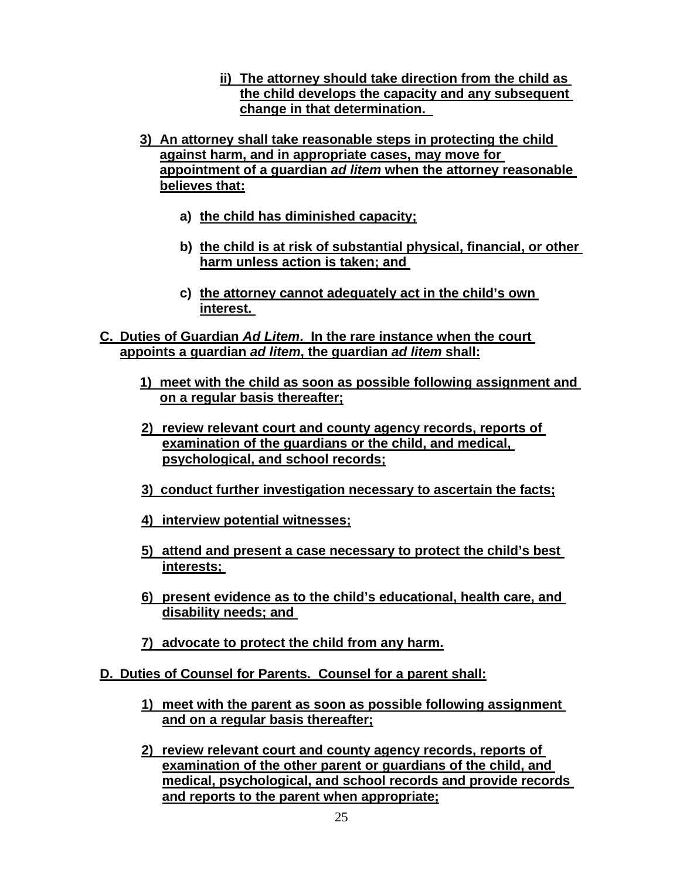ii) The attorney should take direction from the child as the child develops the capacity and any subsequent change in that determination.

3) An attorney shall take reasonable steps in protecting the child against harm, and in appropriate cases, may move for appointment of a guardian *ad litem* when the attorney reasonable believes that:

a) the child has diminished capacity;

b) the child is at risk of substantial physical, financial, or other harm unless action is taken; and

c) the attorney cannot adequately act in the child's own interest.

**C. Duties of Guardian *Ad Litem*. In the rare instance when the court appoints a guardian *ad litem*, the guardian *ad litem* shall:**

1) meet with the child as soon as possible following assignment and on a regular basis thereafter;

2) review relevant court and county agency records, reports of examination of the guardians or the child, and medical, psychological, and school records;

3) conduct further investigation necessary to ascertain the facts;

4) interview potential witnesses;

5) attend and present a case necessary to protect the child's best interests;

6) present evidence as to the child's educational, health care, and disability needs; and

7) advocate to protect the child from any harm.

**D. Duties of Counsel for Parents. Counsel for a parent shall:**

1) meet with the parent as soon as possible following assignment and on a regular basis thereafter;

2) review relevant court and county agency records, reports of examination of the other parent or guardians of the child, and medical, psychological, and school records and provide records and reports to the parent when appropriate;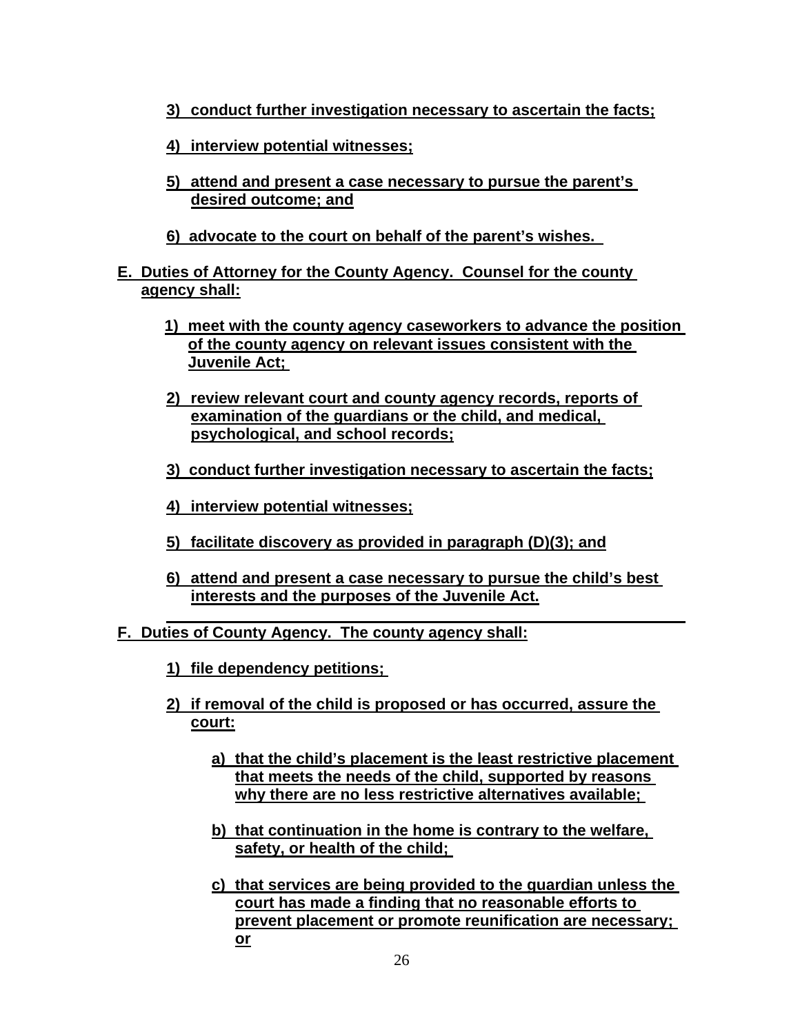3) conduct further investigation necessary to ascertain the facts;

4) interview potential witnesses;

5) attend and present a case necessary to pursue the parent's desired outcome; and

6) advocate to the court on behalf of the parent's wishes.

E. Duties of Attorney for the County Agency. Counsel for the county agency shall:

1) meet with the county agency caseworkers to advance the position of the county agency on relevant issues consistent with the Juvenile Act;

2) review relevant court and county agency records, reports of examination of the guardians or the child, and medical, psychological, and school records;

3) conduct further investigation necessary to ascertain the facts;

4) interview potential witnesses;

5) facilitate discovery as provided in paragraph (D)(3); and

6) attend and present a case necessary to pursue the child's best interests and the purposes of the Juvenile Act.

F. Duties of County Agency. The county agency shall:

1) file dependency petitions;

2) if removal of the child is proposed or has occurred, assure the court:

a) that the child's placement is the least restrictive placement that meets the needs of the child, supported by reasons why there are no less restrictive alternatives available;

b) that continuation in the home is contrary to the welfare, safety, or health of the child;

c) that services are being provided to the guardian unless the court has made a finding that no reasonable efforts to prevent placement or promote reunification are necessary; or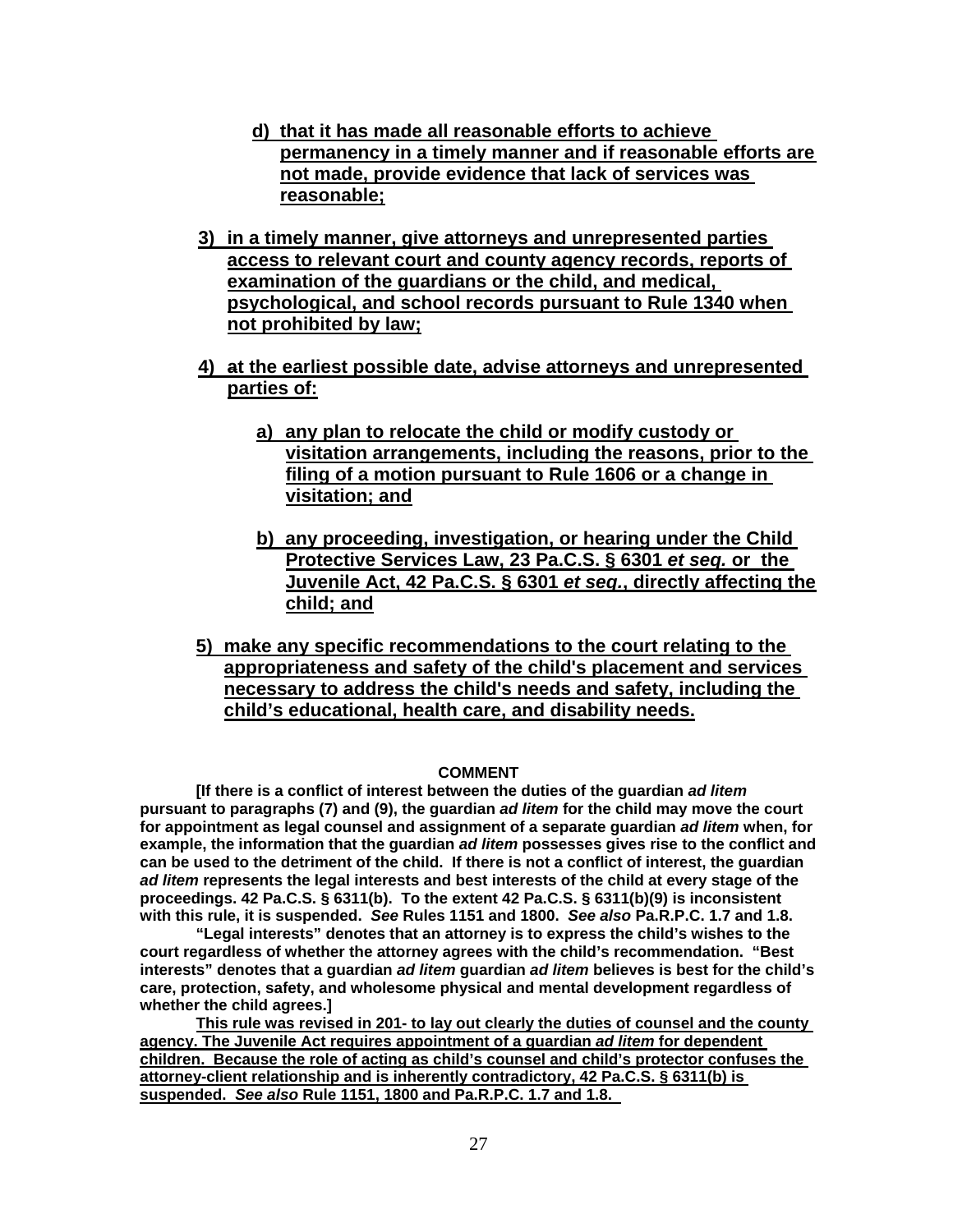d) that it has made all reasonable efforts to achieve permanency in a timely manner and if reasonable efforts are not made, provide evidence that lack of services was reasonable;

3) in a timely manner, give attorneys and unrepresented parties access to relevant court and county agency records, reports of examination of the guardians or the child, and medical, psychological, and school records pursuant to Rule 1340 when not prohibited by law;

4) at the earliest possible date, advise attorneys and unrepresented parties of:

a) any plan to relocate the child or modify custody or visitation arrangements, including the reasons, prior to the filing of a motion pursuant to Rule 1606 or a change in visitation; and

b) any proceeding, investigation, or hearing under the Child Protective Services Law, 23 Pa.C.S. § 6301 *et seq.* or the Juvenile Act, 42 Pa.C.S. § 6301 *et seq.*, directly affecting the child; and

5) make any specific recommendations to the court relating to the appropriateness and safety of the child's placement and services necessary to address the child's needs and safety, including the child's educational, health care, and disability needs.

**COMMENT**

**[If there is a conflict of interest between the duties of the guardian *ad litem* pursuant to paragraphs (7) and (9), the guardian *ad litem* for the child may move the court for appointment as legal counsel and assignment of a separate guardian *ad litem* when, for example, the information that the guardian *ad litem* possesses gives rise to the conflict and can be used to the detriment of the child. If there is not a conflict of interest, the guardian *ad litem* represents the legal interests and best interests of the child at every stage of the proceedings. 42 Pa.C.S. § 6311(b). To the extent 42 Pa.C.S. § 6311(b)(9) is inconsistent with this rule, it is suspended. *See* Rules 1151 and 1800. *See also* Pa.R.P.C. 1.7 and 1.8.**

**"Legal interests" denotes that an attorney is to express the child's wishes to the court regardless of whether the attorney agrees with the child's recommendation. "Best interests" denotes that a guardian *ad litem* guardian *ad litem* believes is best for the child's care, protection, safety, and wholesome physical and mental development regardless of whether the child agrees.]**

**This rule was revised in 201- to lay out clearly the duties of counsel and the county agency. The Juvenile Act requires appointment of a guardian *ad litem* for dependent children. Because the role of acting as child's counsel and child's protector confuses the attorney-client relationship and is inherently contradictory, 42 Pa.C.S. § 6311(b) is suspended. *See also* Rule 1151, 1800 and Pa.R.P.C. 1.7 and 1.8.**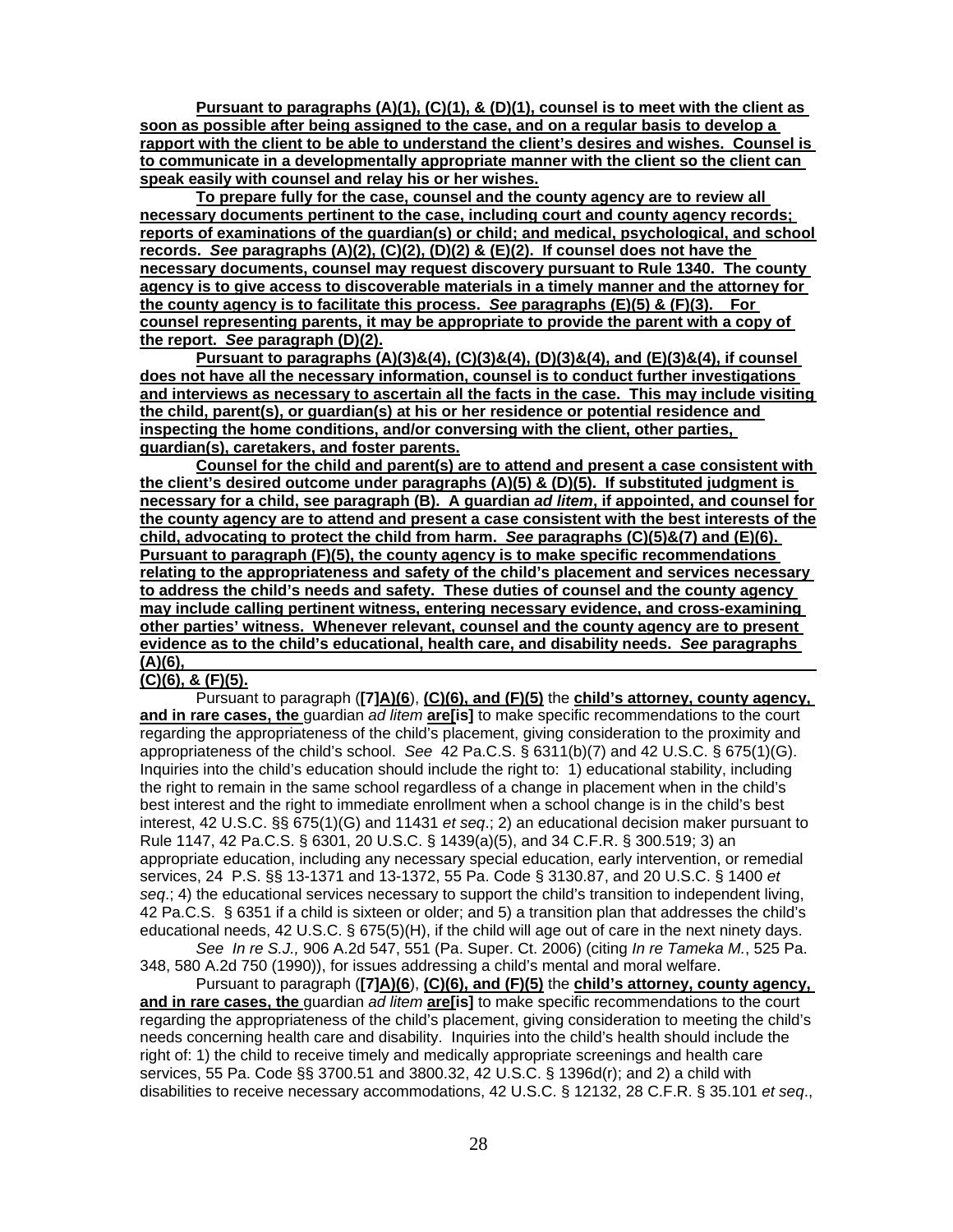**Pursuant to paragraphs (A)(1), (C)(1), & (D)(1), counsel is to meet with the client as soon as possible after being assigned to the case, and on a regular basis to develop a rapport with the client to be able to understand the client's desires and wishes. Counsel is to communicate in a developmentally appropriate manner with the client so the client can speak easily with counsel and relay his or her wishes.**

**To prepare fully for the case, counsel and the county agency are to review all necessary documents pertinent to the case, including court and county agency records; reports of examinations of the guardian(s) or child; and medical, psychological, and school records. *See* paragraphs (A)(2), (C)(2), (D)(2) & (E)(2). If counsel does not have the necessary documents, counsel may request discovery pursuant to Rule 1340. The county agency is to give access to discoverable materials in a timely manner and the attorney for the county agency is to facilitate this process. *See* paragraphs (E)(5) & (F)(3). For counsel representing parents, it may be appropriate to provide the parent with a copy of the report. *See* paragraph (D)(2).**

**Pursuant to paragraphs (A)(3)&(4), (C)(3)&(4), (D)(3)&(4), and (E)(3)&(4), if counsel does not have all the necessary information, counsel is to conduct further investigations and interviews as necessary to ascertain all the facts in the case. This may include visiting the child, parent(s), or guardian(s) at his or her residence or potential residence and inspecting the home conditions, and/or conversing with the client, other parties, guardian(s), caretakers, and foster parents.**

**Counsel for the child and parent(s) are to attend and present a case consistent with the client's desired outcome under paragraphs (A)(5) & (D)(5). If substituted judgment is necessary for a child, see paragraph (B). A guardian *ad litem*, if appointed, and counsel for the county agency are to attend and present a case consistent with the best interests of the child, advocating to protect the child from harm. *See* paragraphs (C)(5)&(7) and (E)(6). Pursuant to paragraph (F)(5), the county agency is to make specific recommendations relating to the appropriateness and safety of the child's placement and services necessary to address the child's needs and safety. These duties of counsel and the county agency may include calling pertinent witness, entering necessary evidence, and cross-examining other parties' witness. Whenever relevant, counsel and the county agency are to present evidence as to the child's educational, health care, and disability needs. *See* paragraphs (A)(6), (C)(6), & (F)(5).**

Pursuant to paragraph (**[7]A)(6**), **(C)(6), and (F)(5)** the **child's attorney, county agency, and in rare cases, the** guardian *ad litem* **are[is]** to make specific recommendations to the court regarding the appropriateness of the child's placement, giving consideration to the proximity and appropriateness of the child's school. *See* 42 Pa.C.S. § 6311(b)(7) and 42 U.S.C. § 675(1)(G). Inquiries into the child's education should include the right to: 1) educational stability, including the right to remain in the same school regardless of a change in placement when in the child's best interest and the right to immediate enrollment when a school change is in the child's best interest, 42 U.S.C. §§ 675(1)(G) and 11431 *et seq*.; 2) an educational decision maker pursuant to Rule 1147, 42 Pa.C.S. § 6301, 20 U.S.C. § 1439(a)(5), and 34 C.F.R. § 300.519; 3) an appropriate education, including any necessary special education, early intervention, or remedial services, 24 P.S. §§ 13-1371 and 13-1372, 55 Pa. Code § 3130.87, and 20 U.S.C. § 1400 *et seq*.; 4) the educational services necessary to support the child's transition to independent living, 42 Pa.C.S. § 6351 if a child is sixteen or older; and 5) a transition plan that addresses the child's educational needs, 42 U.S.C. § 675(5)(H), if the child will age out of care in the next ninety days.

*See In re S.J.,* 906 A.2d 547, 551 (Pa. Super. Ct. 2006) (citing *In re Tameka M.*, 525 Pa. 348, 580 A.2d 750 (1990)), for issues addressing a child's mental and moral welfare.

Pursuant to paragraph (**[7]A)(6**), **(C)(6), and (F)(5)** the **child's attorney, county agency, and in rare cases, the** guardian *ad litem* **are[is]** to make specific recommendations to the court regarding the appropriateness of the child's placement, giving consideration to meeting the child's needs concerning health care and disability. Inquiries into the child's health should include the right of: 1) the child to receive timely and medically appropriate screenings and health care services, 55 Pa. Code §§ 3700.51 and 3800.32, 42 U.S.C. § 1396d(r); and 2) a child with disabilities to receive necessary accommodations, 42 U.S.C. § 12132, 28 C.F.R. § 35.101 *et seq*.,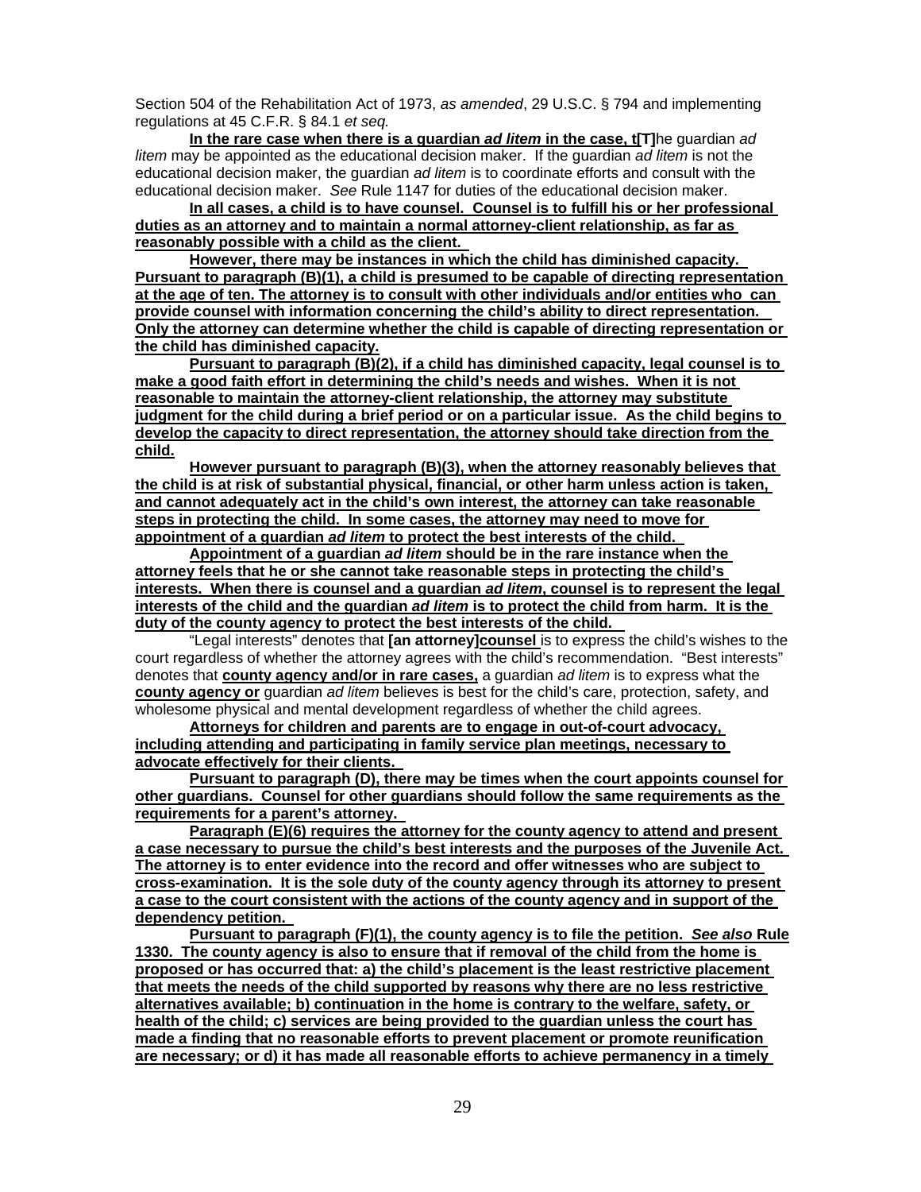Section 504 of the Rehabilitation Act of 1973, *as amended*, 29 U.S.C. § 794 and implementing regulations at 45 C.F.R. § 84.1 *et seq.*

**In the rare case when there is a guardian *ad litem* in the case, t[T]**he guardian *ad litem* may be appointed as the educational decision maker. If the guardian *ad litem* is not the educational decision maker, the guardian *ad litem* is to coordinate efforts and consult with the educational decision maker. *See* Rule 1147 for duties of the educational decision maker.

**In all cases, a child is to have counsel. Counsel is to fulfill his or her professional duties as an attorney and to maintain a normal attorney-client relationship, as far as reasonably possible with a child as the client.**

**However, there may be instances in which the child has diminished capacity. Pursuant to paragraph (B)(1), a child is presumed to be capable of directing representation at the age of ten. The attorney is to consult with other individuals and/or entities who can provide counsel with information concerning the child's ability to direct representation. Only the attorney can determine whether the child is capable of directing representation or the child has diminished capacity.**

**Pursuant to paragraph (B)(2), if a child has diminished capacity, legal counsel is to make a good faith effort in determining the child's needs and wishes. When it is not reasonable to maintain the attorney-client relationship, the attorney may substitute judgment for the child during a brief period or on a particular issue. As the child begins to develop the capacity to direct representation, the attorney should take direction from the child.**

**However pursuant to paragraph (B)(3), when the attorney reasonably believes that the child is at risk of substantial physical, financial, or other harm unless action is taken, and cannot adequately act in the child's own interest, the attorney can take reasonable steps in protecting the child. In some cases, the attorney may need to move for appointment of a guardian *ad litem* to protect the best interests of the child.**

**Appointment of a guardian *ad litem* should be in the rare instance when the attorney feels that he or she cannot take reasonable steps in protecting the child's interests. When there is counsel and a guardian *ad litem*, counsel is to represent the legal interests of the child and the guardian *ad litem* is to protect the child from harm. It is the duty of the county agency to protect the best interests of the child.**

"Legal interests" denotes that **[an attorney]counsel** is to express the child's wishes to the court regardless of whether the attorney agrees with the child's recommendation. "Best interests" denotes that **county agency and/or in rare cases,** a guardian *ad litem* is to express what the **county agency or** guardian *ad litem* believes is best for the child's care, protection, safety, and wholesome physical and mental development regardless of whether the child agrees.

**Attorneys for children and parents are to engage in out-of-court advocacy, including attending and participating in family service plan meetings, necessary to advocate effectively for their clients.**

**Pursuant to paragraph (D), there may be times when the court appoints counsel for other guardians. Counsel for other guardians should follow the same requirements as the requirements for a parent's attorney.**

**Paragraph (E)(6) requires the attorney for the county agency to attend and present a case necessary to pursue the child's best interests and the purposes of the Juvenile Act. The attorney is to enter evidence into the record and offer witnesses who are subject to cross-examination. It is the sole duty of the county agency through its attorney to present a case to the court consistent with the actions of the county agency and in support of the dependency petition.**

**Pursuant to paragraph (F)(1), the county agency is to file the petition. *See also* Rule 1330. The county agency is also to ensure that if removal of the child from the home is proposed or has occurred that: a) the child's placement is the least restrictive placement that meets the needs of the child supported by reasons why there are no less restrictive alternatives available; b) continuation in the home is contrary to the welfare, safety, or health of the child; c) services are being provided to the guardian unless the court has made a finding that no reasonable efforts to prevent placement or promote reunification are necessary; or d) it has made all reasonable efforts to achieve permanency in a timely**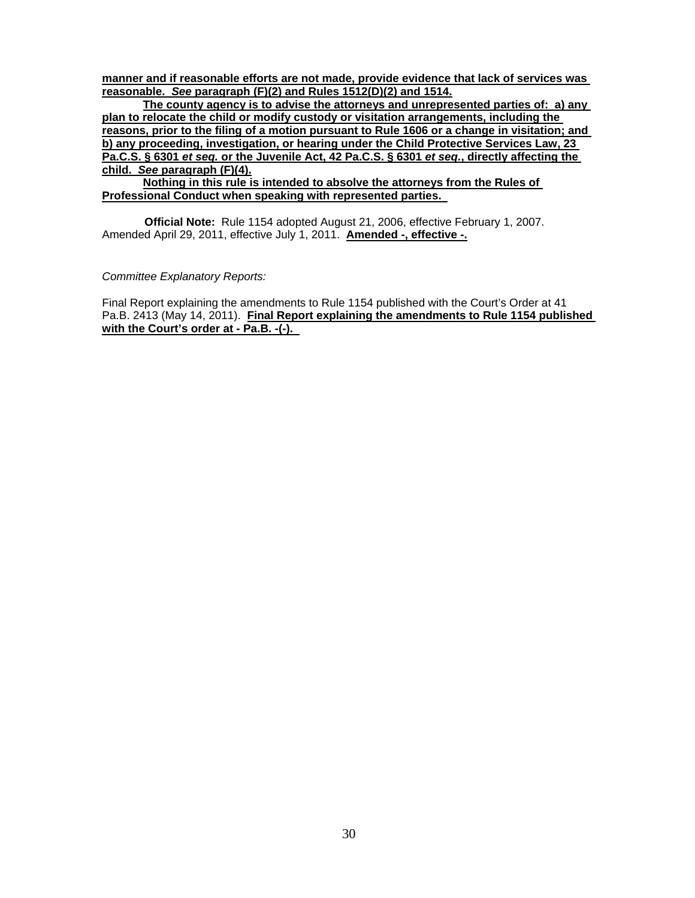**manner and if reasonable efforts are not made, provide evidence that lack of services was reasonable. *See* paragraph (F)(2) and Rules 1512(D)(2) and 1514.**

**The county agency is to advise the attorneys and unrepresented parties of: a) any plan to relocate the child or modify custody or visitation arrangements, including the reasons, prior to the filing of a motion pursuant to Rule 1606 or a change in visitation; and b) any proceeding, investigation, or hearing under the Child Protective Services Law, 23 Pa.C.S. § 6301 *et seq.* or the Juvenile Act, 42 Pa.C.S. § 6301 *et seq.*, directly affecting the child. *See* paragraph (F)(4).**

**Nothing in this rule is intended to absolve the attorneys from the Rules of Professional Conduct when speaking with represented parties.**

**Official Note:** Rule 1154 adopted August 21, 2006, effective February 1, 2007. Amended April 29, 2011, effective July 1, 2011. **Amended -, effective -.**

*Committee Explanatory Reports:*

Final Report explaining the amendments to Rule 1154 published with the Court's Order at 41 Pa.B. 2413 (May 14, 2011). **Final Report explaining the amendments to Rule 1154 published with the Court's order at - Pa.B. -(-).**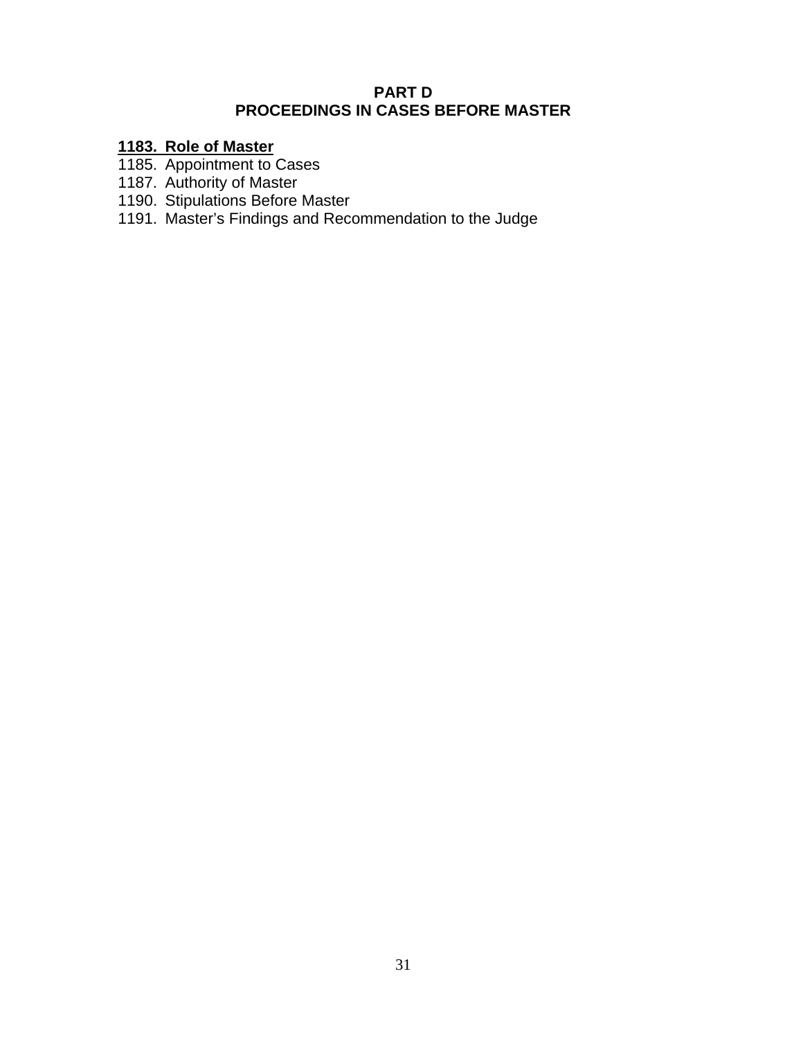## PART D
## PROCEEDINGS IN CASES BEFORE MASTER

**<u>1183. Role of Master</u>**

1185. Appointment to Cases
1187. Authority of Master
1190. Stipulations Before Master
1191. Master's Findings and Recommendation to the Judge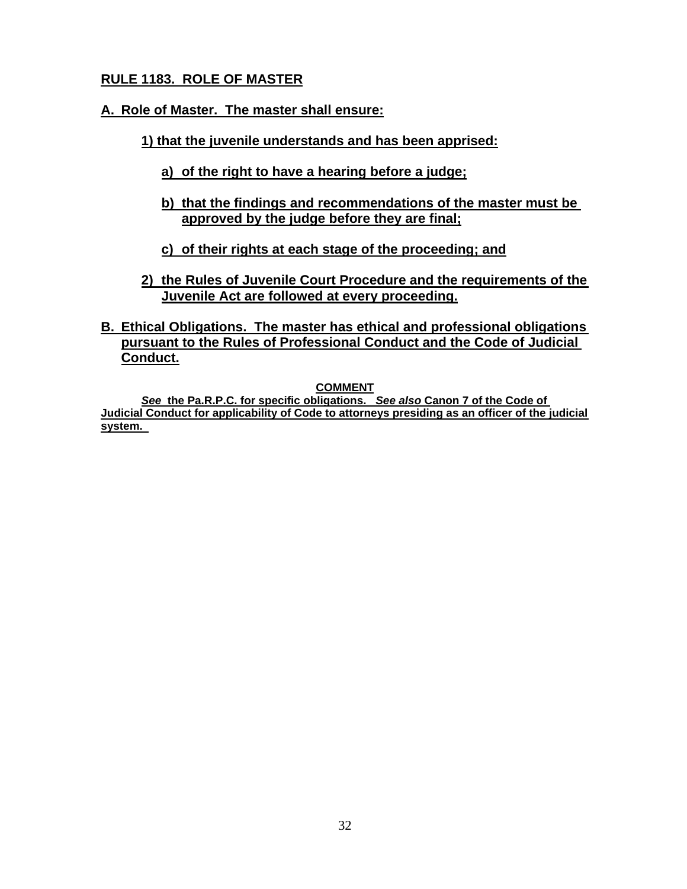## RULE 1183. ROLE OF MASTER

**A. Role of Master. The master shall ensure:**

**1) that the juvenile understands and has been apprised:**

**a) of the right to have a hearing before a judge;**

**b) that the findings and recommendations of the master must be approved by the judge before they are final;**

**c) of their rights at each stage of the proceeding; and**

**2) the Rules of Juvenile Court Procedure and the requirements of the Juvenile Act are followed at every proceeding.**

**B. Ethical Obligations. The master has ethical and professional obligations pursuant to the Rules of Professional Conduct and the Code of Judicial Conduct.**

**COMMENT**

***See*** **the Pa.R.P.C. for specific obligations.** ***See also*** **Canon 7 of the Code of Judicial Conduct for applicability of Code to attorneys presiding as an officer of the judicial system.**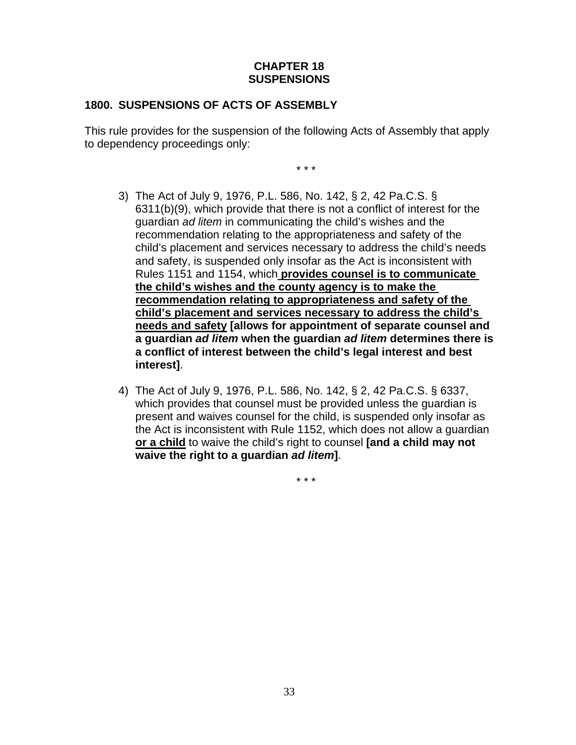**CHAPTER 18**
**SUSPENSIONS**

**1800. SUSPENSIONS OF ACTS OF ASSEMBLY**

This rule provides for the suspension of the following Acts of Assembly that apply to dependency proceedings only:

\* \* \*

3) The Act of July 9, 1976, P.L. 586, No. 142, § 2, 42 Pa.C.S. § 6311(b)(9), which provide that there is not a conflict of interest for the guardian *ad litem* in communicating the child's wishes and the recommendation relating to the appropriateness and safety of the child's placement and services necessary to address the child's needs and safety, is suspended only insofar as the Act is inconsistent with Rules 1151 and 1154, which <u>**provides counsel is to communicate the child's wishes and the county agency is to make the recommendation relating to appropriateness and safety of the child's placement and services necessary to address the child's needs and safety**</u> **[allows for appointment of separate counsel and a guardian *ad litem* when the guardian *ad litem* determines there is a conflict of interest between the child's legal interest and best interest]**.

4) The Act of July 9, 1976, P.L. 586, No. 142, § 2, 42 Pa.C.S. § 6337, which provides that counsel must be provided unless the guardian is present and waives counsel for the child, is suspended only insofar as the Act is inconsistent with Rule 1152, which does not allow a guardian <u>**or a child**</u> to waive the child's right to counsel **[and a child may not waive the right to a guardian *ad litem*]**.

\* \* \*